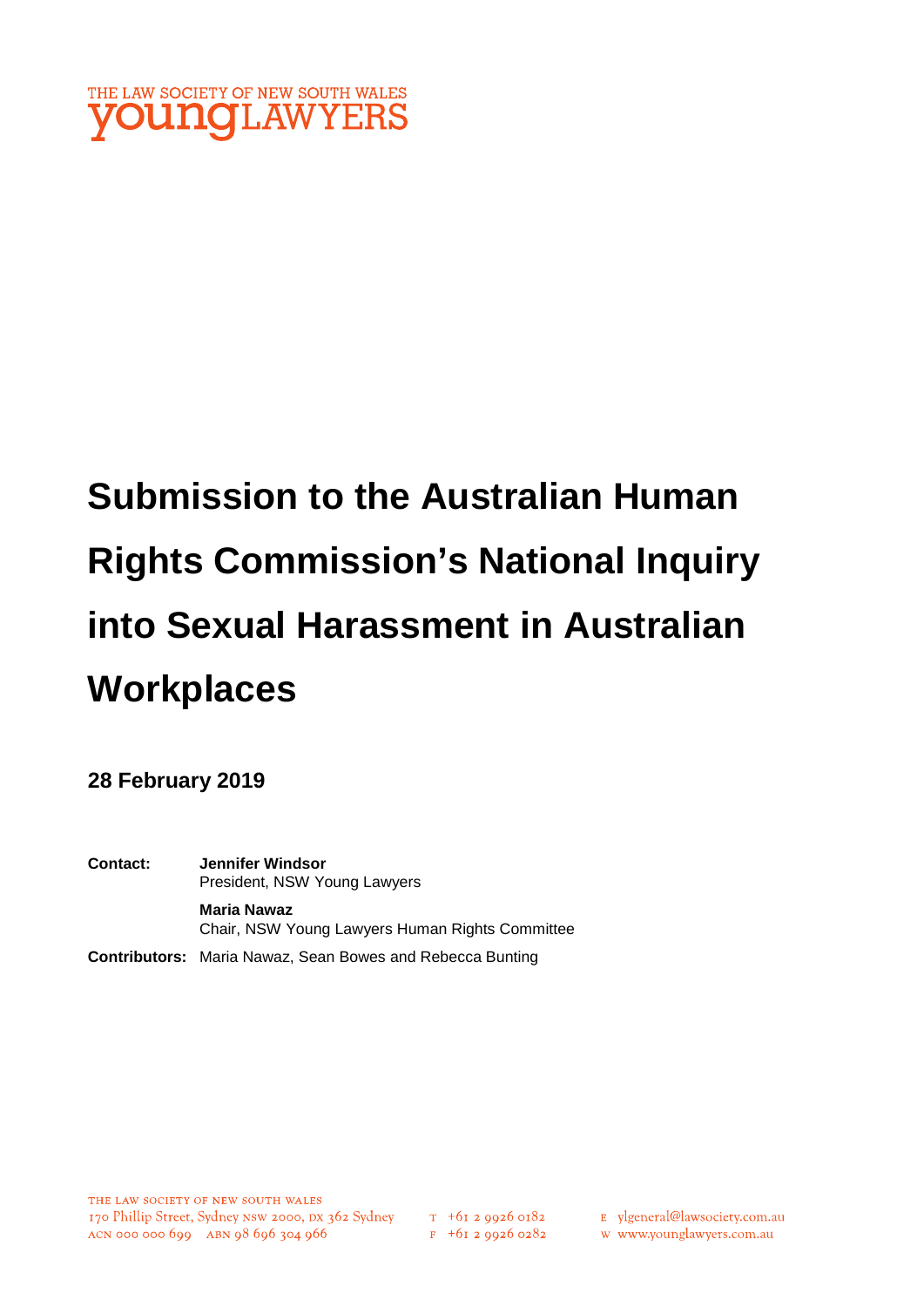THE LAW SOCIETY OF NEW SOUTH WALES
**young**LAWYERS

# Submission to the Australian Human Rights Commission's National Inquiry into Sexual Harassment in Australian Workplaces

**28 February 2019**

**Contact:** **Jennifer Windsor**
President, NSW Young Lawyers

**Maria Nawaz**
Chair, NSW Young Lawyers Human Rights Committee

**Contributors:** Maria Nawaz, Sean Bowes and Rebecca Bunting

THE LAW SOCIETY OF NEW SOUTH WALES
170 Phillip Street, Sydney NSW 2000, DX 362 Sydney
ACN 000 000 699 ABN 98 696 304 966

T +61 2 9926 0182
F +61 2 9926 0282

E ylgeneral@lawsociety.com.au
W www.younglawyers.com.au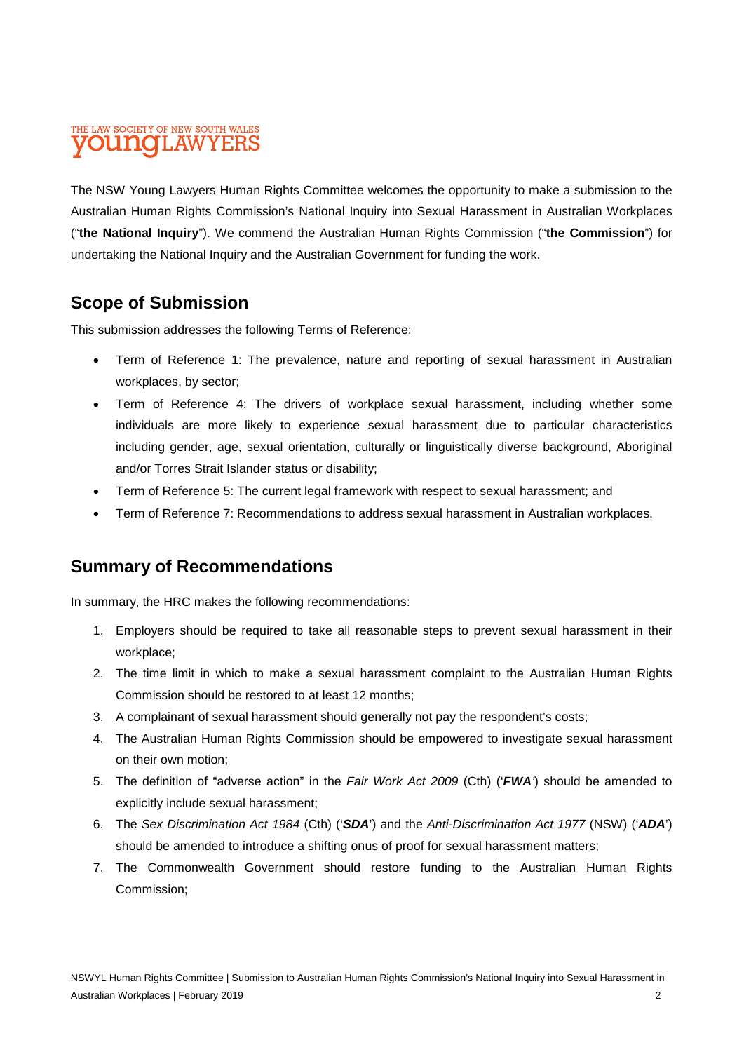The NSW Young Lawyers Human Rights Committee welcomes the opportunity to make a submission to the Australian Human Rights Commission's National Inquiry into Sexual Harassment in Australian Workplaces ("**the National Inquiry**"). We commend the Australian Human Rights Commission ("**the Commission**") for undertaking the National Inquiry and the Australian Government for funding the work.

## Scope of Submission

This submission addresses the following Terms of Reference:

- Term of Reference 1: The prevalence, nature and reporting of sexual harassment in Australian workplaces, by sector;
- Term of Reference 4: The drivers of workplace sexual harassment, including whether some individuals are more likely to experience sexual harassment due to particular characteristics including gender, age, sexual orientation, culturally or linguistically diverse background, Aboriginal and/or Torres Strait Islander status or disability;
- Term of Reference 5: The current legal framework with respect to sexual harassment; and
- Term of Reference 7: Recommendations to address sexual harassment in Australian workplaces.

## Summary of Recommendations

In summary, the HRC makes the following recommendations:

1. Employers should be required to take all reasonable steps to prevent sexual harassment in their workplace;
2. The time limit in which to make a sexual harassment complaint to the Australian Human Rights Commission should be restored to at least 12 months;
3. A complainant of sexual harassment should generally not pay the respondent's costs;
4. The Australian Human Rights Commission should be empowered to investigate sexual harassment on their own motion;
5. The definition of "adverse action" in the *Fair Work Act 2009* (Cth) ('***FWA***') should be amended to explicitly include sexual harassment;
6. The *Sex Discrimination Act 1984* (Cth) ('***SDA***') and the *Anti-Discrimination Act 1977* (NSW) ('***ADA***') should be amended to introduce a shifting onus of proof for sexual harassment matters;
7. The Commonwealth Government should restore funding to the Australian Human Rights Commission;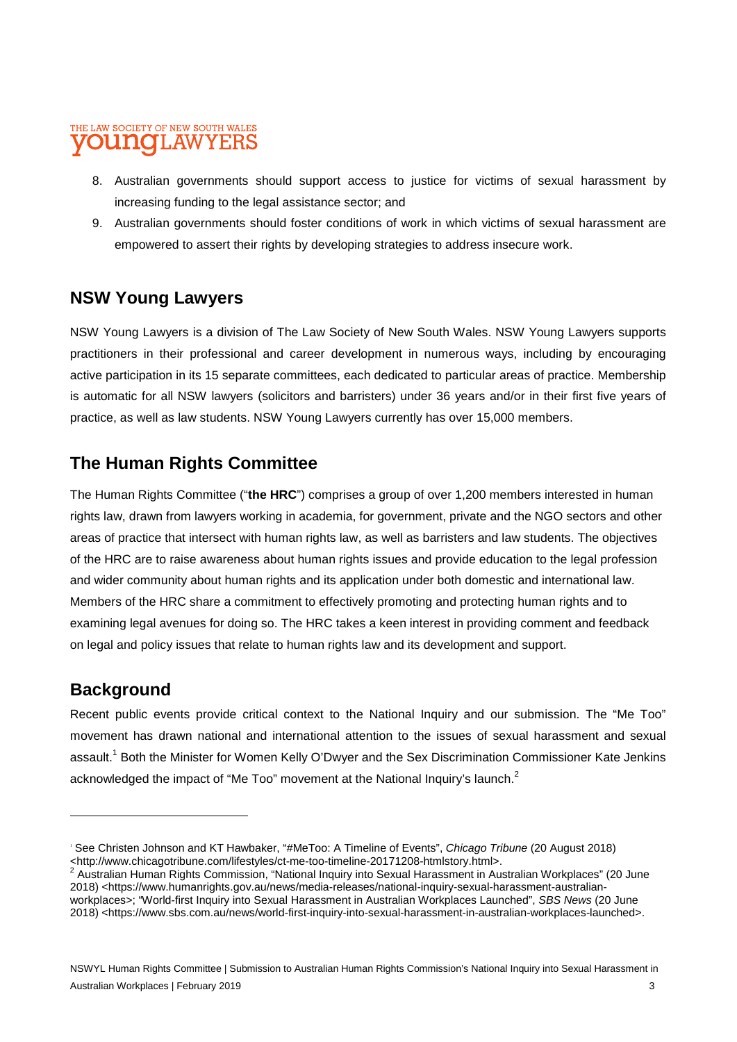8. Australian governments should support access to justice for victims of sexual harassment by increasing funding to the legal assistance sector; and
9. Australian governments should foster conditions of work in which victims of sexual harassment are empowered to assert their rights by developing strategies to address insecure work.

## NSW Young Lawyers

NSW Young Lawyers is a division of The Law Society of New South Wales. NSW Young Lawyers supports practitioners in their professional and career development in numerous ways, including by encouraging active participation in its 15 separate committees, each dedicated to particular areas of practice. Membership is automatic for all NSW lawyers (solicitors and barristers) under 36 years and/or in their first five years of practice, as well as law students. NSW Young Lawyers currently has over 15,000 members.

## The Human Rights Committee

The Human Rights Committee ("**the HRC**") comprises a group of over 1,200 members interested in human rights law, drawn from lawyers working in academia, for government, private and the NGO sectors and other areas of practice that intersect with human rights law, as well as barristers and law students. The objectives of the HRC are to raise awareness about human rights issues and provide education to the legal profession and wider community about human rights and its application under both domestic and international law. Members of the HRC share a commitment to effectively promoting and protecting human rights and to examining legal avenues for doing so. The HRC takes a keen interest in providing comment and feedback on legal and policy issues that relate to human rights law and its development and support.

## Background

Recent public events provide critical context to the National Inquiry and our submission. The "Me Too" movement has drawn national and international attention to the issues of sexual harassment and sexual assault.[1] Both the Minister for Women Kelly O'Dwyer and the Sex Discrimination Commissioner Kate Jenkins acknowledged the impact of "Me Too" movement at the National Inquiry's launch.[2]

---

[1] See Christen Johnson and KT Hawbaker, "#MeToo: A Timeline of Events", *Chicago Tribune* (20 August 2018) <http://www.chicagotribune.com/lifestyles/ct-me-too-timeline-20171208-htmlstory.html>.

[2] Australian Human Rights Commission, "National Inquiry into Sexual Harassment in Australian Workplaces" (20 June 2018) <https://www.humanrights.gov.au/news/media-releases/national-inquiry-sexual-harassment-australian-workplaces>; "World-first Inquiry into Sexual Harassment in Australian Workplaces Launched", *SBS News* (20 June 2018) <https://www.sbs.com.au/news/world-first-inquiry-into-sexual-harassment-in-australian-workplaces-launched>.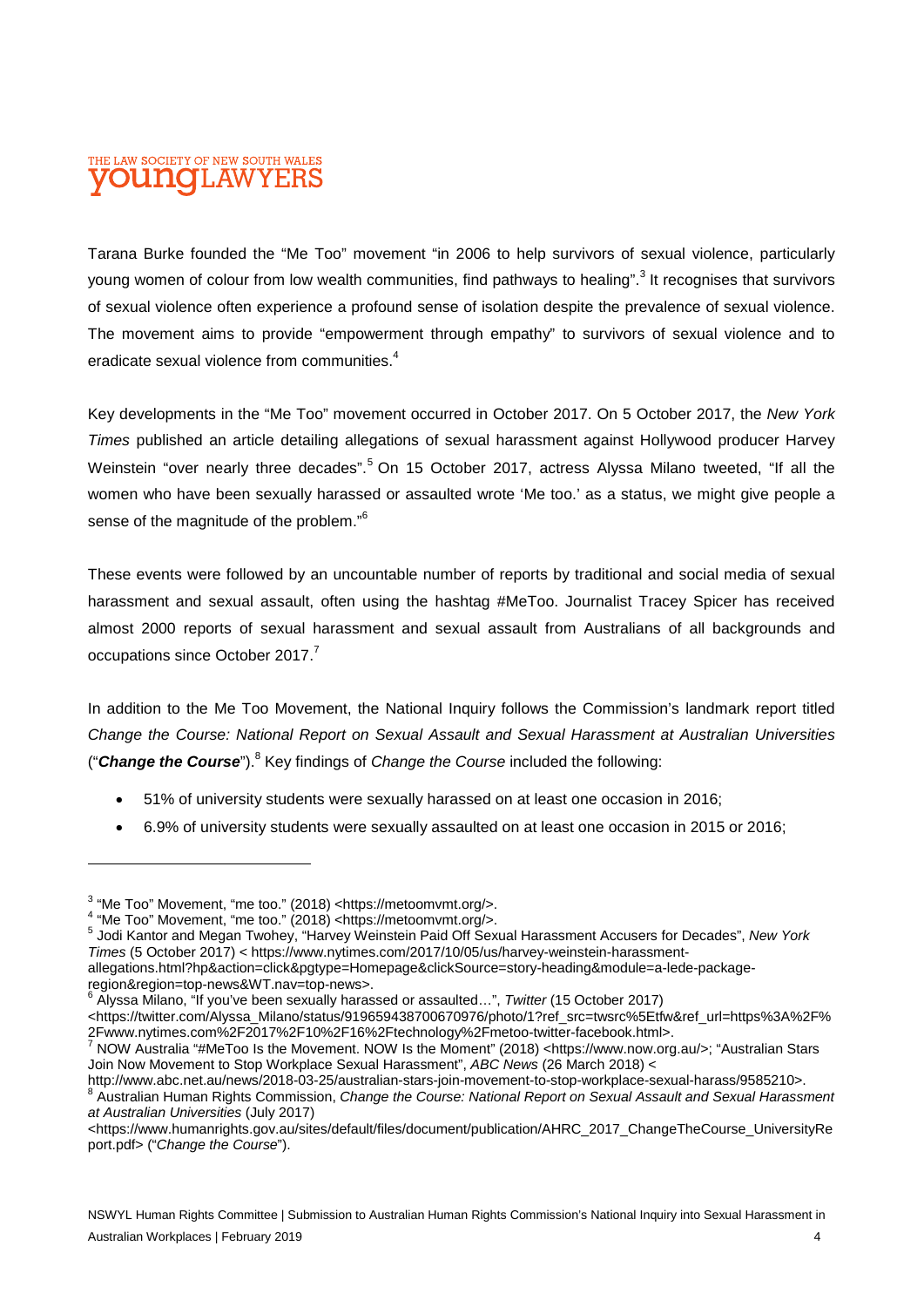Tarana Burke founded the "Me Too" movement "in 2006 to help survivors of sexual violence, particularly young women of colour from low wealth communities, find pathways to healing".[3] It recognises that survivors of sexual violence often experience a profound sense of isolation despite the prevalence of sexual violence. The movement aims to provide "empowerment through empathy" to survivors of sexual violence and to eradicate sexual violence from communities.[4]

Key developments in the "Me Too" movement occurred in October 2017. On 5 October 2017, the *New York Times* published an article detailing allegations of sexual harassment against Hollywood producer Harvey Weinstein "over nearly three decades".[5] On 15 October 2017, actress Alyssa Milano tweeted, "If all the women who have been sexually harassed or assaulted wrote 'Me too.' as a status, we might give people a sense of the magnitude of the problem."[6]

These events were followed by an uncountable number of reports by traditional and social media of sexual harassment and sexual assault, often using the hashtag #MeToo. Journalist Tracey Spicer has received almost 2000 reports of sexual harassment and sexual assault from Australians of all backgrounds and occupations since October 2017.[7]

In addition to the Me Too Movement, the National Inquiry follows the Commission's landmark report titled *Change the Course: National Report on Sexual Assault and Sexual Harassment at Australian Universities* ("***Change the Course***").[8] Key findings of *Change the Course* included the following:

- 51% of university students were sexually harassed on at least one occasion in 2016;
- 6.9% of university students were sexually assaulted on at least one occasion in 2015 or 2016;

---

[3] "Me Too" Movement, "me too." (2018) <https://metoomvmt.org/>.

[4] "Me Too" Movement, "me too." (2018) <https://metoomvmt.org/>.

[5] Jodi Kantor and Megan Twohey, "Harvey Weinstein Paid Off Sexual Harassment Accusers for Decades", *New York Times* (5 October 2017) < https://www.nytimes.com/2017/10/05/us/harvey-weinstein-harassment-allegations.html?hp&action=click&pgtype=Homepage&clickSource=story-heading&module=a-lede-package-region&region=top-news&WT.nav=top-news>.

[6] Alyssa Milano, "If you've been sexually harassed or assaulted…", *Twitter* (15 October 2017) <https://twitter.com/Alyssa_Milano/status/919659438700670976/photo/1?ref_src=twsrc%5Etfw&ref_url=https%3A%2F%2Fwww.nytimes.com%2F2017%2F10%2F16%2Ftechnology%2Fmetoo-twitter-facebook.html>.

[7] NOW Australia "#MeToo Is the Movement. NOW Is the Moment" (2018) <https://www.now.org.au/>; "Australian Stars Join Now Movement to Stop Workplace Sexual Harassment", *ABC News* (26 March 2018) < http://www.abc.net.au/news/2018-03-25/australian-stars-join-movement-to-stop-workplace-sexual-harass/9585210>.

[8] Australian Human Rights Commission, *Change the Course: National Report on Sexual Assault and Sexual Harassment at Australian Universities* (July 2017) <https://www.humanrights.gov.au/sites/default/files/document/publication/AHRC_2017_ChangeTheCourse_UniversityReport.pdf> ("*Change the Course*").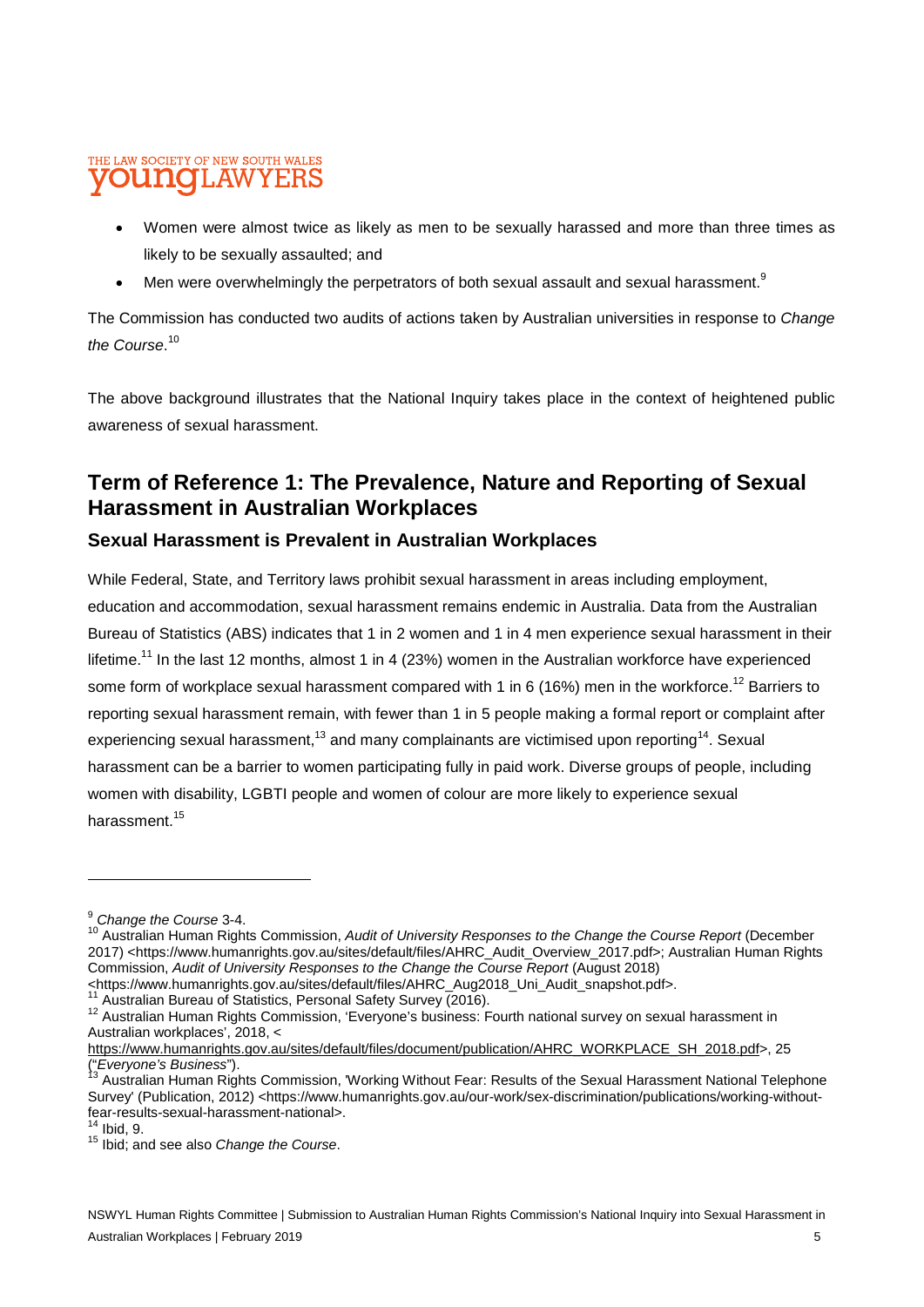- Women were almost twice as likely as men to be sexually harassed and more than three times as likely to be sexually assaulted; and
- Men were overwhelmingly the perpetrators of both sexual assault and sexual harassment.[9]

The Commission has conducted two audits of actions taken by Australian universities in response to *Change the Course*.[10]

The above background illustrates that the National Inquiry takes place in the context of heightened public awareness of sexual harassment.

## Term of Reference 1: The Prevalence, Nature and Reporting of Sexual Harassment in Australian Workplaces

### Sexual Harassment is Prevalent in Australian Workplaces

While Federal, State, and Territory laws prohibit sexual harassment in areas including employment, education and accommodation, sexual harassment remains endemic in Australia. Data from the Australian Bureau of Statistics (ABS) indicates that 1 in 2 women and 1 in 4 men experience sexual harassment in their lifetime.[11] In the last 12 months, almost 1 in 4 (23%) women in the Australian workforce have experienced some form of workplace sexual harassment compared with 1 in 6 (16%) men in the workforce.[12] Barriers to reporting sexual harassment remain, with fewer than 1 in 5 people making a formal report or complaint after experiencing sexual harassment,[13] and many complainants are victimised upon reporting[14]. Sexual harassment can be a barrier to women participating fully in paid work. Diverse groups of people, including women with disability, LGBTI people and women of colour are more likely to experience sexual harassment.[15]

---

[9] *Change the Course* 3-4.

[10] Australian Human Rights Commission, *Audit of University Responses to the Change the Course Report* (December 2017) <https://www.humanrights.gov.au/sites/default/files/AHRC_Audit_Overview_2017.pdf>; Australian Human Rights Commission, *Audit of University Responses to the Change the Course Report* (August 2018) <https://www.humanrights.gov.au/sites/default/files/AHRC_Aug2018_Uni_Audit_snapshot.pdf>.

[11] Australian Bureau of Statistics, Personal Safety Survey (2016).

[12] Australian Human Rights Commission, 'Everyone's business: Fourth national survey on sexual harassment in Australian workplaces', 2018, <https://www.humanrights.gov.au/sites/default/files/document/publication/AHRC_WORKPLACE_SH_2018.pdf>, 25 ("*Everyone's Business*").

[13] Australian Human Rights Commission, 'Working Without Fear: Results of the Sexual Harassment National Telephone Survey' (Publication, 2012) <https://www.humanrights.gov.au/our-work/sex-discrimination/publications/working-without-fear-results-sexual-harassment-national>.

[14] Ibid, 9.

[15] Ibid; and see also *Change the Course*.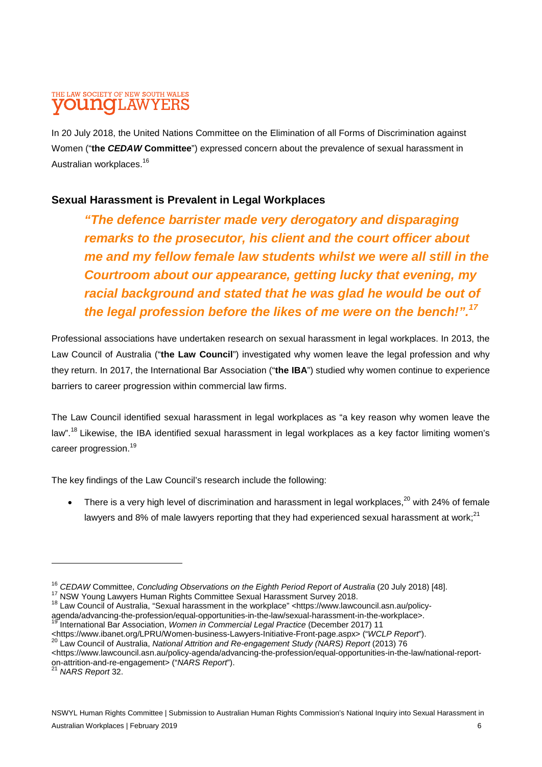In 20 July 2018, the United Nations Committee on the Elimination of all Forms of Discrimination against Women ("**the *CEDAW* Committee**") expressed concern about the prevalence of sexual harassment in Australian workplaces.[16]

## Sexual Harassment is Prevalent in Legal Workplaces

> ***"The defence barrister made very derogatory and disparaging remarks to the prosecutor, his client and the court officer about me and my fellow female law students whilst we were all still in the Courtroom about our appearance, getting lucky that evening, my racial background and stated that he was glad he would be out of the legal profession before the likes of me were on the bench!".[17]***

Professional associations have undertaken research on sexual harassment in legal workplaces. In 2013, the Law Council of Australia ("**the Law Council**") investigated why women leave the legal profession and why they return. In 2017, the International Bar Association ("**the IBA**") studied why women continue to experience barriers to career progression within commercial law firms.

The Law Council identified sexual harassment in legal workplaces as "a key reason why women leave the law".[18] Likewise, the IBA identified sexual harassment in legal workplaces as a key factor limiting women's career progression.[19]

The key findings of the Law Council's research include the following:

- There is a very high level of discrimination and harassment in legal workplaces,[20] with 24% of female lawyers and 8% of male lawyers reporting that they had experienced sexual harassment at work;[21]

---

[16] *CEDAW* Committee, *Concluding Observations on the Eighth Period Report of Australia* (20 July 2018) [48].

[17] NSW Young Lawyers Human Rights Committee Sexual Harassment Survey 2018.

[18] Law Council of Australia, "Sexual harassment in the workplace" <https://www.lawcouncil.asn.au/policy-agenda/advancing-the-profession/equal-opportunities-in-the-law/sexual-harassment-in-the-workplace>.

[19] International Bar Association, *Women in Commercial Legal Practice* (December 2017) 11 <https://www.ibanet.org/LPRU/Women-business-Lawyers-Initiative-Front-page.aspx> ("*WCLP Report*").

[20] Law Council of Australia, *National Attrition and Re-engagement Study (NARS) Report* (2013) 76 <https://www.lawcouncil.asn.au/policy-agenda/advancing-the-profession/equal-opportunities-in-the-law/national-report-on-attrition-and-re-engagement> ("*NARS Report*").

[21] *NARS Report* 32.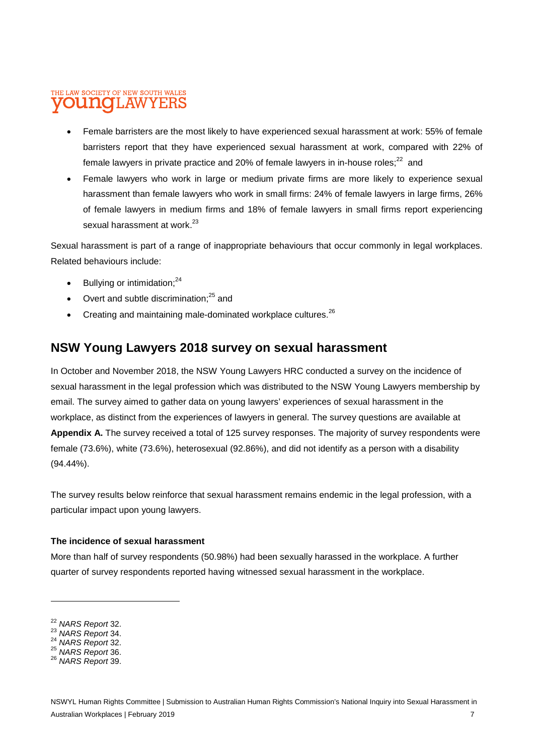- Female barristers are the most likely to have experienced sexual harassment at work: 55% of female barristers report that they have experienced sexual harassment at work, compared with 22% of female lawyers in private practice and 20% of female lawyers in in-house roles;[22] and
- Female lawyers who work in large or medium private firms are more likely to experience sexual harassment than female lawyers who work in small firms: 24% of female lawyers in large firms, 26% of female lawyers in medium firms and 18% of female lawyers in small firms report experiencing sexual harassment at work.[23]

Sexual harassment is part of a range of inappropriate behaviours that occur commonly in legal workplaces. Related behaviours include:

- Bullying or intimidation;[24]
- Overt and subtle discrimination;[25] and
- Creating and maintaining male-dominated workplace cultures.[26]

## NSW Young Lawyers 2018 survey on sexual harassment

In October and November 2018, the NSW Young Lawyers HRC conducted a survey on the incidence of sexual harassment in the legal profession which was distributed to the NSW Young Lawyers membership by email. The survey aimed to gather data on young lawyers' experiences of sexual harassment in the workplace, as distinct from the experiences of lawyers in general. The survey questions are available at **Appendix A.** The survey received a total of 125 survey responses. The majority of survey respondents were female (73.6%), white (73.6%), heterosexual (92.86%), and did not identify as a person with a disability (94.44%).

The survey results below reinforce that sexual harassment remains endemic in the legal profession, with a particular impact upon young lawyers.

**The incidence of sexual harassment**

More than half of survey respondents (50.98%) had been sexually harassed in the workplace. A further quarter of survey respondents reported having witnessed sexual harassment in the workplace.

---

[22] *NARS Report* 32.
[23] *NARS Report* 34.
[24] *NARS Report* 32.
[25] *NARS Report* 36.
[26] *NARS Report* 39.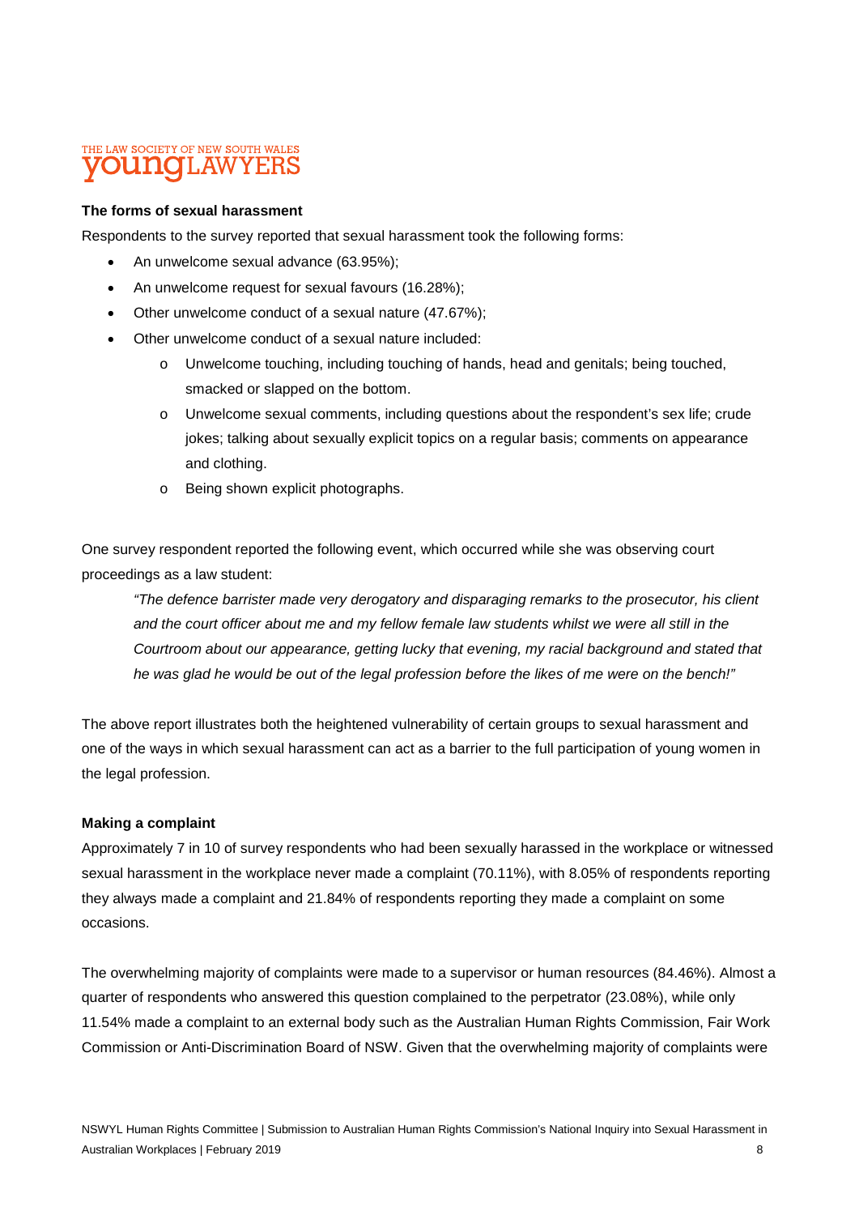**The forms of sexual harassment**

Respondents to the survey reported that sexual harassment took the following forms:

- An unwelcome sexual advance (63.95%);
- An unwelcome request for sexual favours (16.28%);
- Other unwelcome conduct of a sexual nature (47.67%);
- Other unwelcome conduct of a sexual nature included:
    - Unwelcome touching, including touching of hands, head and genitals; being touched, smacked or slapped on the bottom.
    - Unwelcome sexual comments, including questions about the respondent's sex life; crude jokes; talking about sexually explicit topics on a regular basis; comments on appearance and clothing.
    - Being shown explicit photographs.

One survey respondent reported the following event, which occurred while she was observing court proceedings as a law student:

> *"The defence barrister made very derogatory and disparaging remarks to the prosecutor, his client and the court officer about me and my fellow female law students whilst we were all still in the Courtroom about our appearance, getting lucky that evening, my racial background and stated that he was glad he would be out of the legal profession before the likes of me were on the bench!"*

The above report illustrates both the heightened vulnerability of certain groups to sexual harassment and one of the ways in which sexual harassment can act as a barrier to the full participation of young women in the legal profession.

**Making a complaint**

Approximately 7 in 10 of survey respondents who had been sexually harassed in the workplace or witnessed sexual harassment in the workplace never made a complaint (70.11%), with 8.05% of respondents reporting they always made a complaint and 21.84% of respondents reporting they made a complaint on some occasions.

The overwhelming majority of complaints were made to a supervisor or human resources (84.46%). Almost a quarter of respondents who answered this question complained to the perpetrator (23.08%), while only 11.54% made a complaint to an external body such as the Australian Human Rights Commission, Fair Work Commission or Anti-Discrimination Board of NSW. Given that the overwhelming majority of complaints were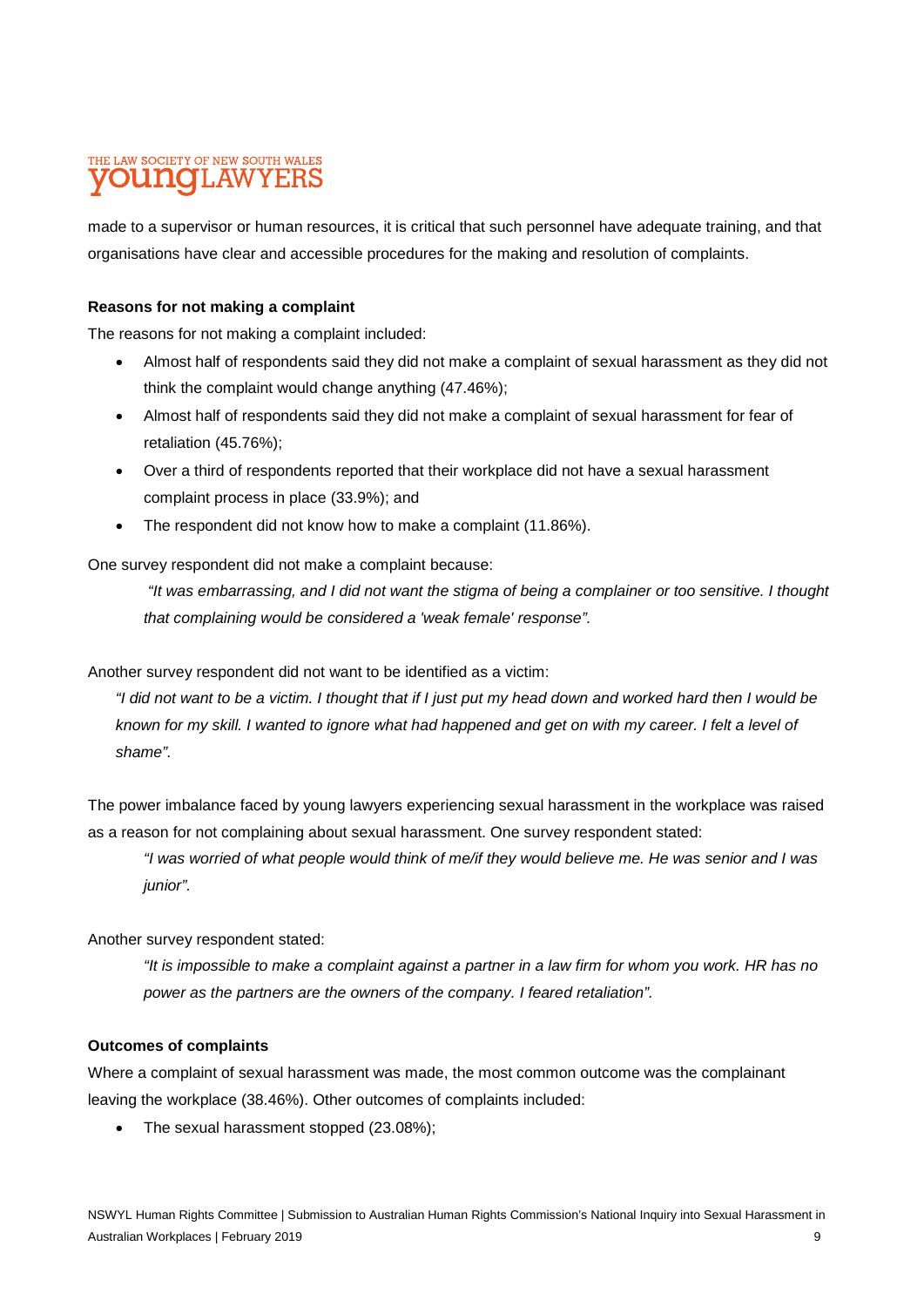made to a supervisor or human resources, it is critical that such personnel have adequate training, and that organisations have clear and accessible procedures for the making and resolution of complaints.

**Reasons for not making a complaint**

The reasons for not making a complaint included:

- Almost half of respondents said they did not make a complaint of sexual harassment as they did not think the complaint would change anything (47.46%);
- Almost half of respondents said they did not make a complaint of sexual harassment for fear of retaliation (45.76%);
- Over a third of respondents reported that their workplace did not have a sexual harassment complaint process in place (33.9%); and
- The respondent did not know how to make a complaint (11.86%).

One survey respondent did not make a complaint because:

> *"It was embarrassing, and I did not want the stigma of being a complainer or too sensitive. I thought that complaining would be considered a 'weak female' response".*

Another survey respondent did not want to be identified as a victim:

> *"I did not want to be a victim. I thought that if I just put my head down and worked hard then I would be known for my skill. I wanted to ignore what had happened and get on with my career. I felt a level of shame".*

The power imbalance faced by young lawyers experiencing sexual harassment in the workplace was raised as a reason for not complaining about sexual harassment. One survey respondent stated:

> *"I was worried of what people would think of me/if they would believe me. He was senior and I was junior".*

Another survey respondent stated:

> *"It is impossible to make a complaint against a partner in a law firm for whom you work. HR has no power as the partners are the owners of the company. I feared retaliation".*

**Outcomes of complaints**

Where a complaint of sexual harassment was made, the most common outcome was the complainant leaving the workplace (38.46%). Other outcomes of complaints included:

- The sexual harassment stopped (23.08%);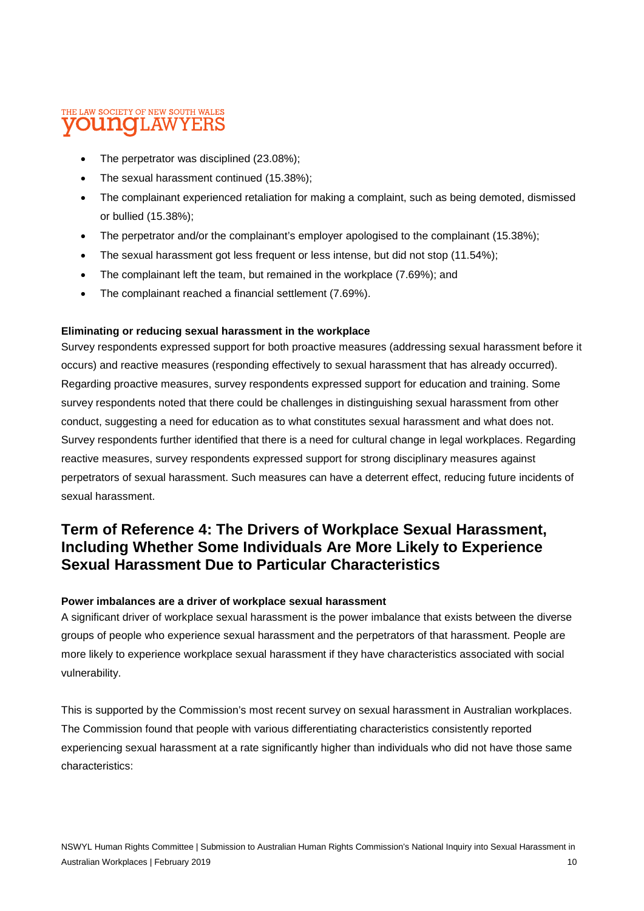- The perpetrator was disciplined (23.08%);
- The sexual harassment continued (15.38%);
- The complainant experienced retaliation for making a complaint, such as being demoted, dismissed or bullied (15.38%);
- The perpetrator and/or the complainant's employer apologised to the complainant (15.38%);
- The sexual harassment got less frequent or less intense, but did not stop (11.54%);
- The complainant left the team, but remained in the workplace (7.69%); and
- The complainant reached a financial settlement (7.69%).

**Eliminating or reducing sexual harassment in the workplace**

Survey respondents expressed support for both proactive measures (addressing sexual harassment before it occurs) and reactive measures (responding effectively to sexual harassment that has already occurred). Regarding proactive measures, survey respondents expressed support for education and training. Some survey respondents noted that there could be challenges in distinguishing sexual harassment from other conduct, suggesting a need for education as to what constitutes sexual harassment and what does not. Survey respondents further identified that there is a need for cultural change in legal workplaces. Regarding reactive measures, survey respondents expressed support for strong disciplinary measures against perpetrators of sexual harassment. Such measures can have a deterrent effect, reducing future incidents of sexual harassment.

## Term of Reference 4: The Drivers of Workplace Sexual Harassment, Including Whether Some Individuals Are More Likely to Experience Sexual Harassment Due to Particular Characteristics

**Power imbalances are a driver of workplace sexual harassment**

A significant driver of workplace sexual harassment is the power imbalance that exists between the diverse groups of people who experience sexual harassment and the perpetrators of that harassment. People are more likely to experience workplace sexual harassment if they have characteristics associated with social vulnerability.

This is supported by the Commission's most recent survey on sexual harassment in Australian workplaces. The Commission found that people with various differentiating characteristics consistently reported experiencing sexual harassment at a rate significantly higher than individuals who did not have those same characteristics: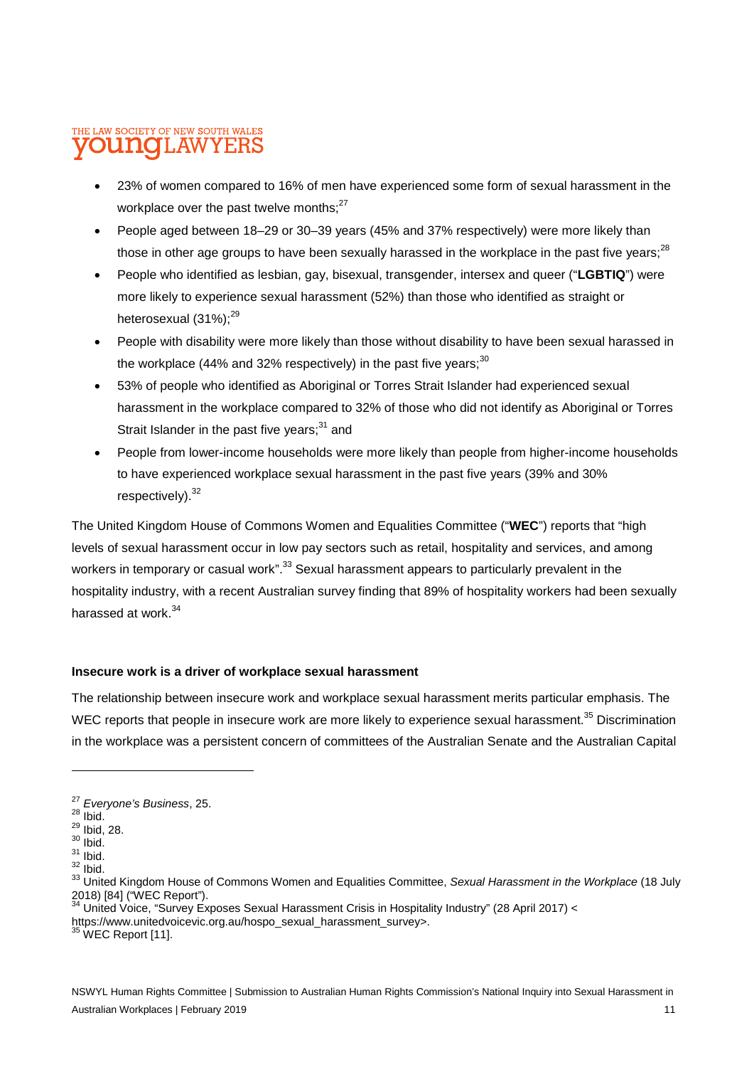- 23% of women compared to 16% of men have experienced some form of sexual harassment in the workplace over the past twelve months;[27]
- People aged between 18–29 or 30–39 years (45% and 37% respectively) were more likely than those in other age groups to have been sexually harassed in the workplace in the past five years;[28]
- People who identified as lesbian, gay, bisexual, transgender, intersex and queer ("**LGBTIQ**") were more likely to experience sexual harassment (52%) than those who identified as straight or heterosexual (31%);[29]
- People with disability were more likely than those without disability to have been sexual harassed in the workplace (44% and 32% respectively) in the past five years;[30]
- 53% of people who identified as Aboriginal or Torres Strait Islander had experienced sexual harassment in the workplace compared to 32% of those who did not identify as Aboriginal or Torres Strait Islander in the past five years;[31] and
- People from lower-income households were more likely than people from higher-income households to have experienced workplace sexual harassment in the past five years (39% and 30% respectively).[32]

The United Kingdom House of Commons Women and Equalities Committee ("**WEC**") reports that "high levels of sexual harassment occur in low pay sectors such as retail, hospitality and services, and among workers in temporary or casual work".[33] Sexual harassment appears to particularly prevalent in the hospitality industry, with a recent Australian survey finding that 89% of hospitality workers had been sexually harassed at work.[34]

**Insecure work is a driver of workplace sexual harassment**

The relationship between insecure work and workplace sexual harassment merits particular emphasis. The WEC reports that people in insecure work are more likely to experience sexual harassment.[35] Discrimination in the workplace was a persistent concern of committees of the Australian Senate and the Australian Capital

---

[27] *Everyone's Business*, 25.
[28] Ibid.
[29] Ibid, 28.
[30] Ibid.
[31] Ibid.
[32] Ibid.
[33] United Kingdom House of Commons Women and Equalities Committee, *Sexual Harassment in the Workplace* (18 July 2018) [84] ("WEC Report").
[34] United Voice, "Survey Exposes Sexual Harassment Crisis in Hospitality Industry" (28 April 2017) < https://www.unitedvoicevic.org.au/hospo_sexual_harassment_survey>.
[35] WEC Report [11].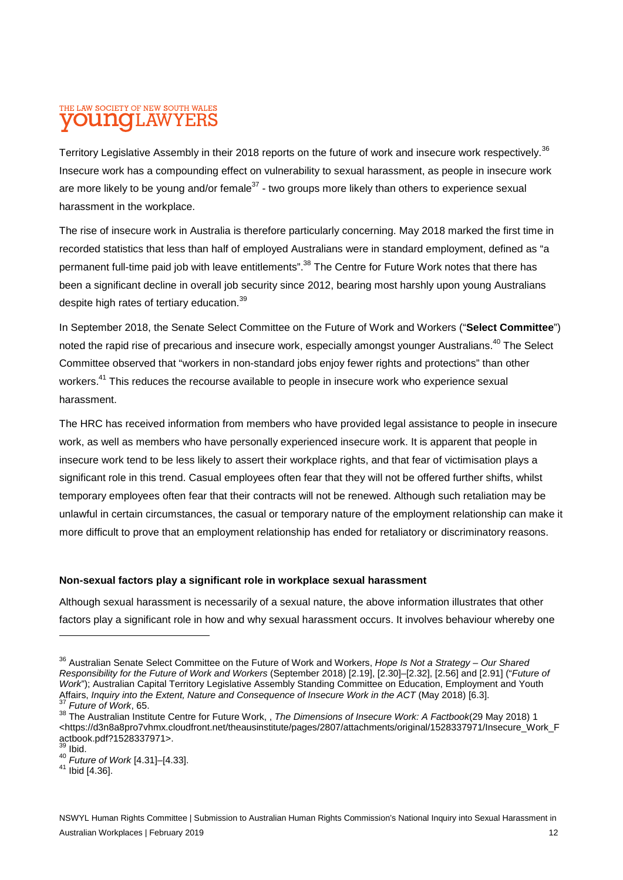Territory Legislative Assembly in their 2018 reports on the future of work and insecure work respectively.[36] Insecure work has a compounding effect on vulnerability to sexual harassment, as people in insecure work are more likely to be young and/or female[37] - two groups more likely than others to experience sexual harassment in the workplace.

The rise of insecure work in Australia is therefore particularly concerning. May 2018 marked the first time in recorded statistics that less than half of employed Australians were in standard employment, defined as "a permanent full-time paid job with leave entitlements".[38] The Centre for Future Work notes that there has been a significant decline in overall job security since 2012, bearing most harshly upon young Australians despite high rates of tertiary education.[39]

In September 2018, the Senate Select Committee on the Future of Work and Workers ("**Select Committee**") noted the rapid rise of precarious and insecure work, especially amongst younger Australians.[40] The Select Committee observed that "workers in non-standard jobs enjoy fewer rights and protections" than other workers.[41] This reduces the recourse available to people in insecure work who experience sexual harassment.

The HRC has received information from members who have provided legal assistance to people in insecure work, as well as members who have personally experienced insecure work. It is apparent that people in insecure work tend to be less likely to assert their workplace rights, and that fear of victimisation plays a significant role in this trend. Casual employees often fear that they will not be offered further shifts, whilst temporary employees often fear that their contracts will not be renewed. Although such retaliation may be unlawful in certain circumstances, the casual or temporary nature of the employment relationship can make it more difficult to prove that an employment relationship has ended for retaliatory or discriminatory reasons.

**Non-sexual factors play a significant role in workplace sexual harassment**

Although sexual harassment is necessarily of a sexual nature, the above information illustrates that other factors play a significant role in how and why sexual harassment occurs. It involves behaviour whereby one

---

[36] Australian Senate Select Committee on the Future of Work and Workers, *Hope Is Not a Strategy – Our Shared Responsibility for the Future of Work and Workers* (September 2018) [2.19], [2.30]–[2.32], [2.56] and [2.91] ("*Future of Work*"); Australian Capital Territory Legislative Assembly Standing Committee on Education, Employment and Youth Affairs, *Inquiry into the Extent, Nature and Consequence of Insecure Work in the ACT* (May 2018) [6.3].

[37] *Future of Work*, 65.

[38] The Australian Institute Centre for Future Work, , *The Dimensions of Insecure Work: A Factbook*(29 May 2018) 1 <https://d3n8a8pro7vhmx.cloudfront.net/theausinstitute/pages/2807/attachments/original/1528337971/Insecure_Work_Factbook.pdf?1528337971>.

[39] Ibid.

[40] *Future of Work* [4.31]–[4.33].

[41] Ibid [4.36].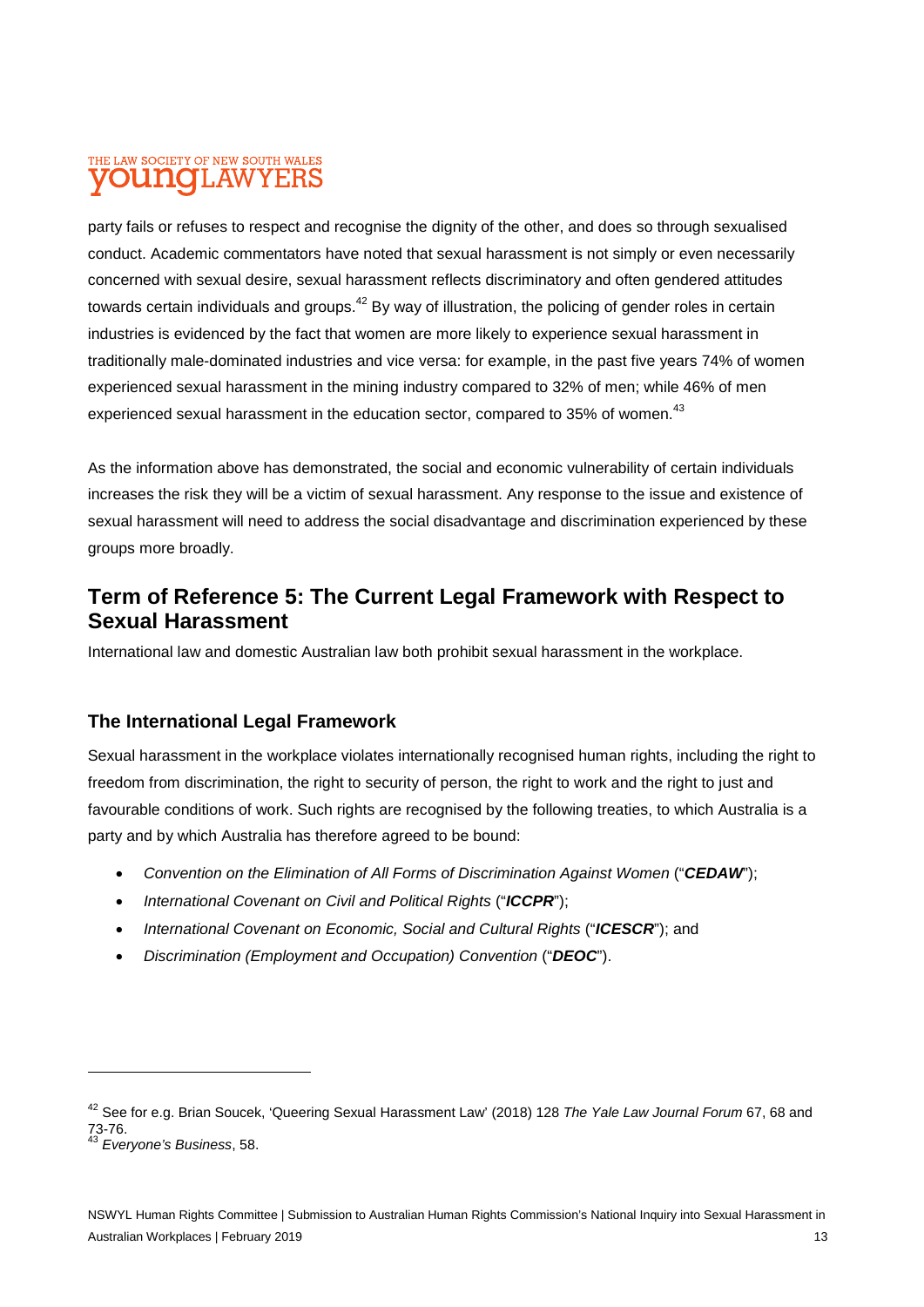party fails or refuses to respect and recognise the dignity of the other, and does so through sexualised conduct. Academic commentators have noted that sexual harassment is not simply or even necessarily concerned with sexual desire, sexual harassment reflects discriminatory and often gendered attitudes towards certain individuals and groups.[42] By way of illustration, the policing of gender roles in certain industries is evidenced by the fact that women are more likely to experience sexual harassment in traditionally male-dominated industries and vice versa: for example, in the past five years 74% of women experienced sexual harassment in the mining industry compared to 32% of men; while 46% of men experienced sexual harassment in the education sector, compared to 35% of women.[43]

As the information above has demonstrated, the social and economic vulnerability of certain individuals increases the risk they will be a victim of sexual harassment. Any response to the issue and existence of sexual harassment will need to address the social disadvantage and discrimination experienced by these groups more broadly.

## Term of Reference 5: The Current Legal Framework with Respect to Sexual Harassment

International law and domestic Australian law both prohibit sexual harassment in the workplace.

### The International Legal Framework

Sexual harassment in the workplace violates internationally recognised human rights, including the right to freedom from discrimination, the right to security of person, the right to work and the right to just and favourable conditions of work. Such rights are recognised by the following treaties, to which Australia is a party and by which Australia has therefore agreed to be bound:

- *Convention on the Elimination of All Forms of Discrimination Against Women* ("***CEDAW***");
- *International Covenant on Civil and Political Rights* ("***ICCPR***");
- *International Covenant on Economic, Social and Cultural Rights* ("***ICESCR***"); and
- *Discrimination (Employment and Occupation) Convention* ("***DEOC***").

---

[42] See for e.g. Brian Soucek, 'Queering Sexual Harassment Law' (2018) 128 *The Yale Law Journal Forum* 67, 68 and 73-76.

[43] *Everyone's Business*, 58.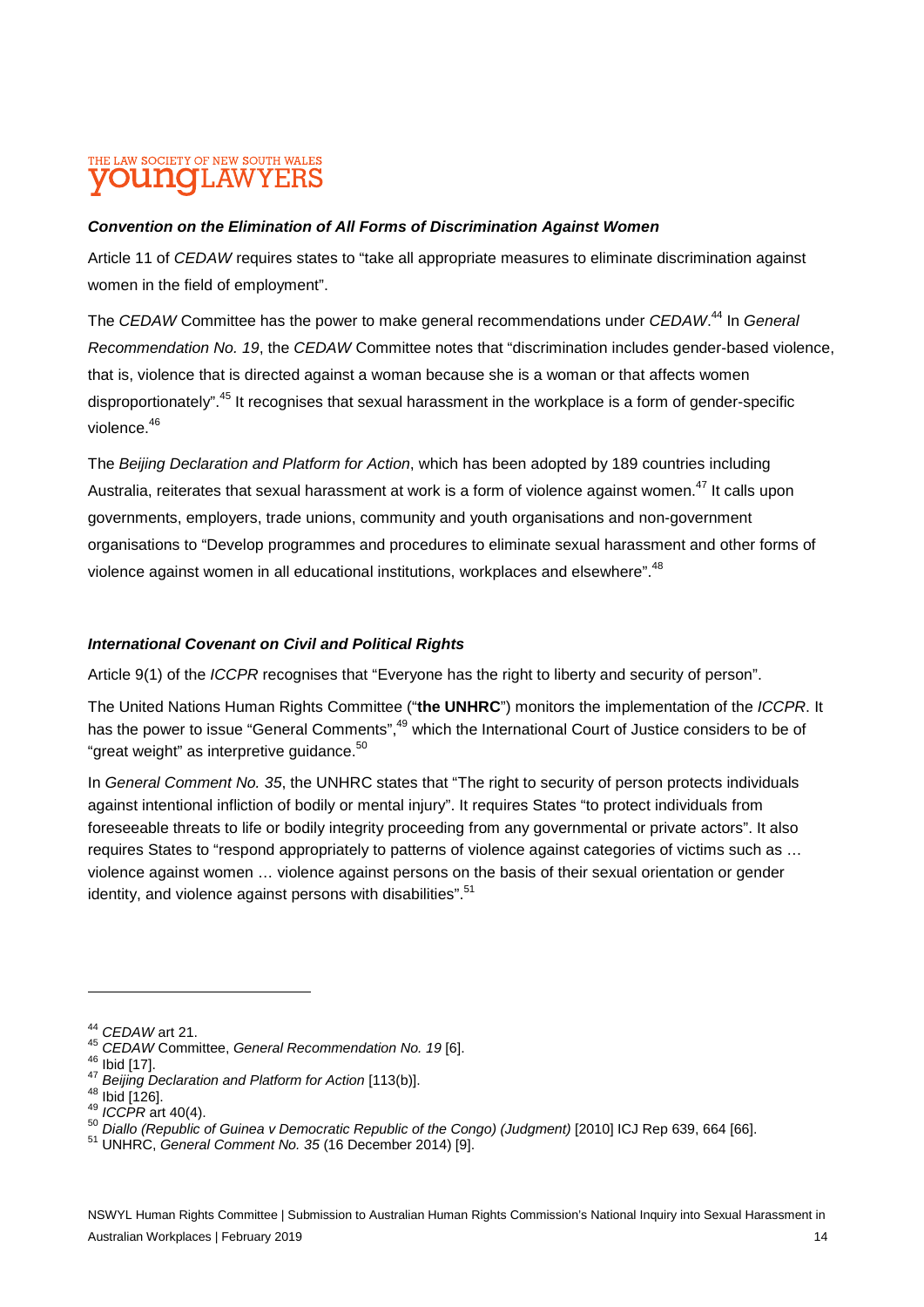### *Convention on the Elimination of All Forms of Discrimination Against Women*

Article 11 of *CEDAW* requires states to "take all appropriate measures to eliminate discrimination against women in the field of employment".

The *CEDAW* Committee has the power to make general recommendations under *CEDAW*.[44] In *General Recommendation No. 19*, the *CEDAW* Committee notes that "discrimination includes gender-based violence, that is, violence that is directed against a woman because she is a woman or that affects women disproportionately".[45] It recognises that sexual harassment in the workplace is a form of gender-specific violence.[46]

The *Beijing Declaration and Platform for Action*, which has been adopted by 189 countries including Australia, reiterates that sexual harassment at work is a form of violence against women.[47] It calls upon governments, employers, trade unions, community and youth organisations and non-government organisations to "Develop programmes and procedures to eliminate sexual harassment and other forms of violence against women in all educational institutions, workplaces and elsewhere".[48]

### *International Covenant on Civil and Political Rights*

Article 9(1) of the *ICCPR* recognises that "Everyone has the right to liberty and security of person".

The United Nations Human Rights Committee ("**the UNHRC**") monitors the implementation of the *ICCPR*. It has the power to issue "General Comments",[49] which the International Court of Justice considers to be of "great weight" as interpretive guidance.[50]

In *General Comment No. 35*, the UNHRC states that "The right to security of person protects individuals against intentional infliction of bodily or mental injury". It requires States "to protect individuals from foreseeable threats to life or bodily integrity proceeding from any governmental or private actors". It also requires States to "respond appropriately to patterns of violence against categories of victims such as … violence against women … violence against persons on the basis of their sexual orientation or gender identity, and violence against persons with disabilities".[51]

---

[44] *CEDAW* art 21.
[45] *CEDAW* Committee, *General Recommendation No. 19* [6].
[46] Ibid [17].
[47] *Beijing Declaration and Platform for Action* [113(b)].
[48] Ibid [126].
[49] *ICCPR* art 40(4).
[50] *Diallo (Republic of Guinea v Democratic Republic of the Congo) (Judgment)* [2010] ICJ Rep 639, 664 [66].
[51] UNHRC, *General Comment No. 35* (16 December 2014) [9].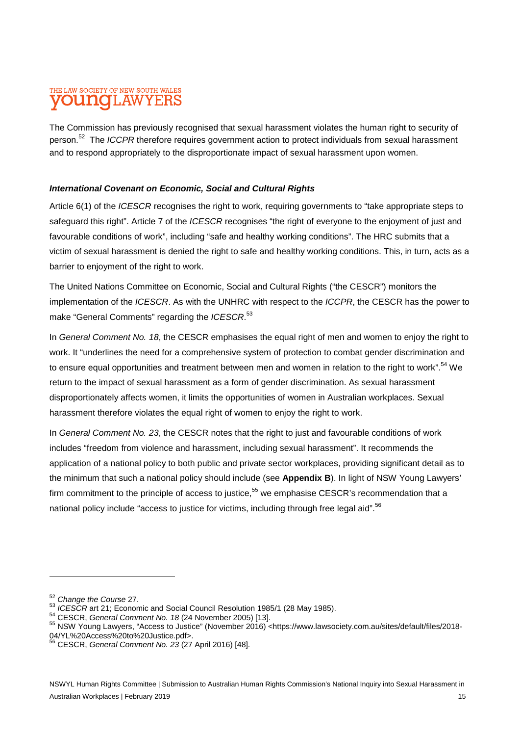The Commission has previously recognised that sexual harassment violates the human right to security of person.[52] The *ICCPR* therefore requires government action to protect individuals from sexual harassment and to respond appropriately to the disproportionate impact of sexual harassment upon women.

### *International Covenant on Economic, Social and Cultural Rights*

Article 6(1) of the *ICESCR* recognises the right to work, requiring governments to "take appropriate steps to safeguard this right". Article 7 of the *ICESCR* recognises "the right of everyone to the enjoyment of just and favourable conditions of work", including "safe and healthy working conditions". The HRC submits that a victim of sexual harassment is denied the right to safe and healthy working conditions. This, in turn, acts as a barrier to enjoyment of the right to work.

The United Nations Committee on Economic, Social and Cultural Rights ("the CESCR") monitors the implementation of the *ICESCR*. As with the UNHRC with respect to the *ICCPR*, the CESCR has the power to make "General Comments" regarding the *ICESCR*.[53]

In *General Comment No. 18*, the CESCR emphasises the equal right of men and women to enjoy the right to work. It "underlines the need for a comprehensive system of protection to combat gender discrimination and to ensure equal opportunities and treatment between men and women in relation to the right to work".[54] We return to the impact of sexual harassment as a form of gender discrimination. As sexual harassment disproportionately affects women, it limits the opportunities of women in Australian workplaces. Sexual harassment therefore violates the equal right of women to enjoy the right to work.

In *General Comment No. 23*, the CESCR notes that the right to just and favourable conditions of work includes "freedom from violence and harassment, including sexual harassment". It recommends the application of a national policy to both public and private sector workplaces, providing significant detail as to the minimum that such a national policy should include (see **Appendix B**). In light of NSW Young Lawyers' firm commitment to the principle of access to justice,[55] we emphasise CESCR's recommendation that a national policy include "access to justice for victims, including through free legal aid".[56]

---

[52] *Change the Course* 27.

[53] *ICESCR* art 21; Economic and Social Council Resolution 1985/1 (28 May 1985).

[54] CESCR, *General Comment No. 18* (24 November 2005) [13].

[55] NSW Young Lawyers, "Access to Justice" (November 2016) <https://www.lawsociety.com.au/sites/default/files/2018-04/YL%20Access%20to%20Justice.pdf>.

[56] CESCR, *General Comment No. 23* (27 April 2016) [48].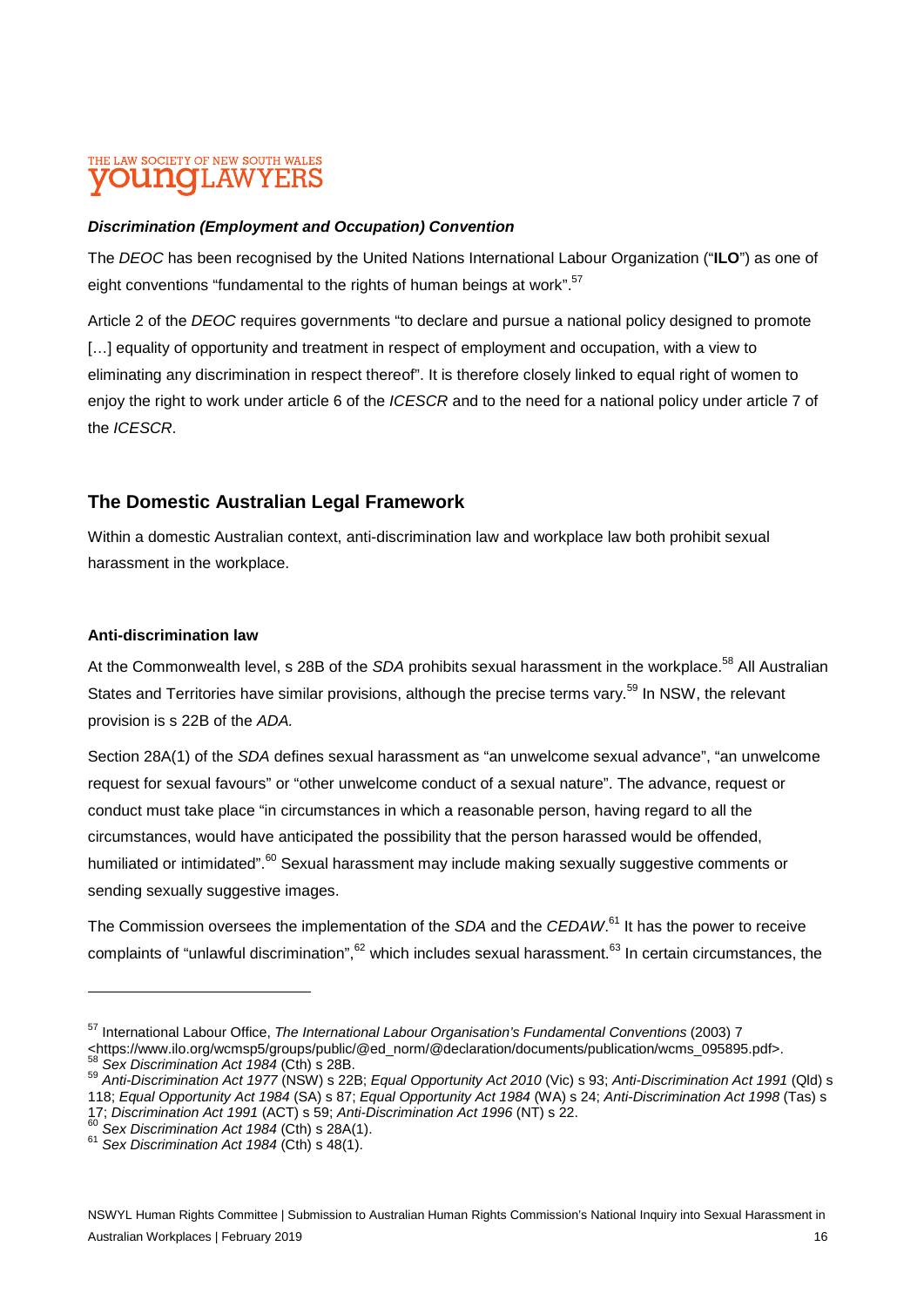### *Discrimination (Employment and Occupation) Convention*

The *DEOC* has been recognised by the United Nations International Labour Organization ("**ILO**") as one of eight conventions "fundamental to the rights of human beings at work".[57]

Article 2 of the *DEOC* requires governments "to declare and pursue a national policy designed to promote […] equality of opportunity and treatment in respect of employment and occupation, with a view to eliminating any discrimination in respect thereof". It is therefore closely linked to equal right of women to enjoy the right to work under article 6 of the *ICESCR* and to the need for a national policy under article 7 of the *ICESCR*.

## The Domestic Australian Legal Framework

Within a domestic Australian context, anti-discrimination law and workplace law both prohibit sexual harassment in the workplace.

### Anti-discrimination law

At the Commonwealth level, s 28B of the *SDA* prohibits sexual harassment in the workplace.[58] All Australian States and Territories have similar provisions, although the precise terms vary.[59] In NSW, the relevant provision is s 22B of the *ADA.*

Section 28A(1) of the *SDA* defines sexual harassment as "an unwelcome sexual advance", "an unwelcome request for sexual favours" or "other unwelcome conduct of a sexual nature". The advance, request or conduct must take place "in circumstances in which a reasonable person, having regard to all the circumstances, would have anticipated the possibility that the person harassed would be offended, humiliated or intimidated".[60] Sexual harassment may include making sexually suggestive comments or sending sexually suggestive images.

The Commission oversees the implementation of the *SDA* and the *CEDAW*.[61] It has the power to receive complaints of "unlawful discrimination",[62] which includes sexual harassment.[63] In certain circumstances, the

---

[57] International Labour Office, *The International Labour Organisation's Fundamental Conventions* (2003) 7 <https://www.ilo.org/wcmsp5/groups/public/@ed_norm/@declaration/documents/publication/wcms_095895.pdf>.

[58] *Sex Discrimination Act 1984* (Cth) s 28B.

[59] *Anti-Discrimination Act 1977* (NSW) s 22B; *Equal Opportunity Act 2010* (Vic) s 93; *Anti-Discrimination Act 1991* (Qld) s 118; *Equal Opportunity Act 1984* (SA) s 87; *Equal Opportunity Act 1984* (WA) s 24; *Anti-Discrimination Act 1998* (Tas) s 17; *Discrimination Act 1991* (ACT) s 59; *Anti-Discrimination Act 1996* (NT) s 22.

[60] *Sex Discrimination Act 1984* (Cth) s 28A(1).

[61] *Sex Discrimination Act 1984* (Cth) s 48(1).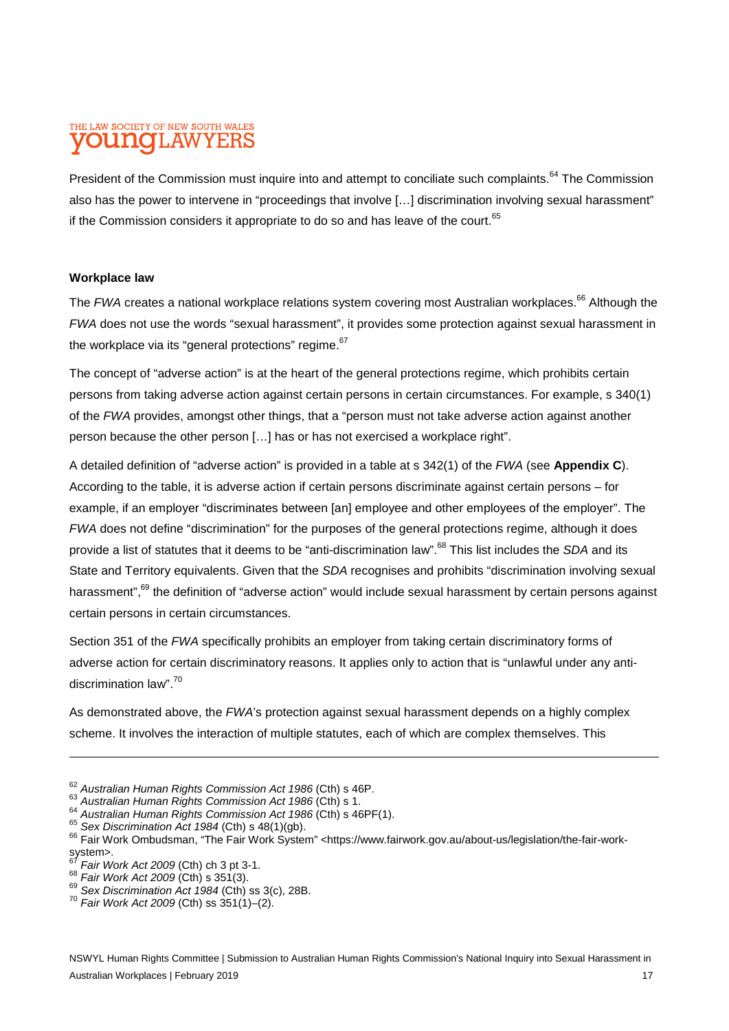President of the Commission must inquire into and attempt to conciliate such complaints.[64] The Commission also has the power to intervene in "proceedings that involve […] discrimination involving sexual harassment" if the Commission considers it appropriate to do so and has leave of the court.[65]

**Workplace law**

The *FWA* creates a national workplace relations system covering most Australian workplaces.[66] Although the *FWA* does not use the words "sexual harassment", it provides some protection against sexual harassment in the workplace via its "general protections" regime.[67]

The concept of "adverse action" is at the heart of the general protections regime, which prohibits certain persons from taking adverse action against certain persons in certain circumstances. For example, s 340(1) of the *FWA* provides, amongst other things, that a "person must not take adverse action against another person because the other person […] has or has not exercised a workplace right".

A detailed definition of "adverse action" is provided in a table at s 342(1) of the *FWA* (see **Appendix C**). According to the table, it is adverse action if certain persons discriminate against certain persons – for example, if an employer "discriminates between [an] employee and other employees of the employer". The *FWA* does not define "discrimination" for the purposes of the general protections regime, although it does provide a list of statutes that it deems to be "anti-discrimination law".[68] This list includes the *SDA* and its State and Territory equivalents. Given that the *SDA* recognises and prohibits "discrimination involving sexual harassment",[69] the definition of "adverse action" would include sexual harassment by certain persons against certain persons in certain circumstances.

Section 351 of the *FWA* specifically prohibits an employer from taking certain discriminatory forms of adverse action for certain discriminatory reasons. It applies only to action that is "unlawful under any anti-discrimination law".[70]

As demonstrated above, the *FWA*'s protection against sexual harassment depends on a highly complex scheme. It involves the interaction of multiple statutes, each of which are complex themselves. This

---

[62] *Australian Human Rights Commission Act 1986* (Cth) s 46P.
[63] *Australian Human Rights Commission Act 1986* (Cth) s 1.
[64] *Australian Human Rights Commission Act 1986* (Cth) s 46PF(1).
[65] *Sex Discrimination Act 1984* (Cth) s 48(1)(gb).
[66] Fair Work Ombudsman, "The Fair Work System" <https://www.fairwork.gov.au/about-us/legislation/the-fair-work-system>.
[67] *Fair Work Act 2009* (Cth) ch 3 pt 3-1.
[68] *Fair Work Act 2009* (Cth) s 351(3).
[69] *Sex Discrimination Act 1984* (Cth) ss 3(c), 28B.
[70] *Fair Work Act 2009* (Cth) ss 351(1)–(2).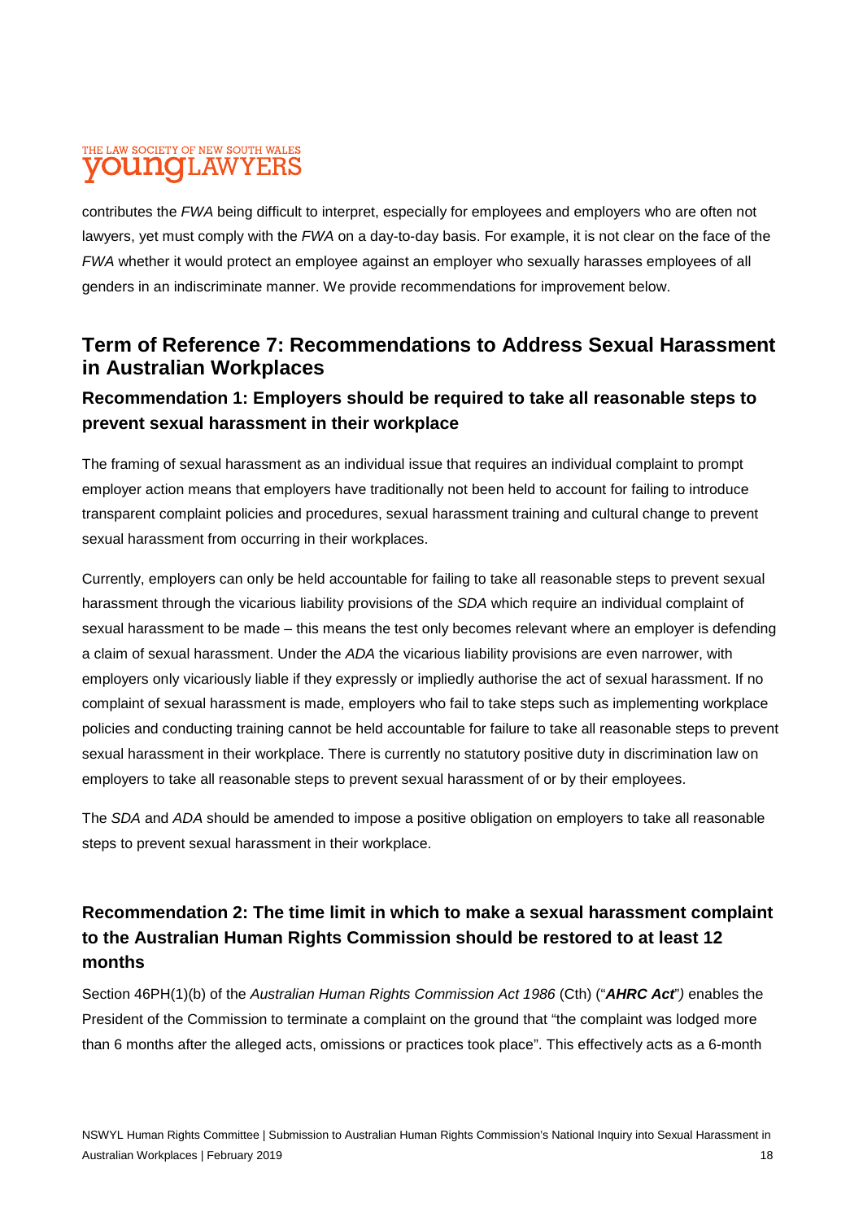contributes the *FWA* being difficult to interpret, especially for employees and employers who are often not lawyers, yet must comply with the *FWA* on a day-to-day basis. For example, it is not clear on the face of the *FWA* whether it would protect an employee against an employer who sexually harasses employees of all genders in an indiscriminate manner. We provide recommendations for improvement below.

## Term of Reference 7: Recommendations to Address Sexual Harassment in Australian Workplaces

### Recommendation 1: Employers should be required to take all reasonable steps to prevent sexual harassment in their workplace

The framing of sexual harassment as an individual issue that requires an individual complaint to prompt employer action means that employers have traditionally not been held to account for failing to introduce transparent complaint policies and procedures, sexual harassment training and cultural change to prevent sexual harassment from occurring in their workplaces.

Currently, employers can only be held accountable for failing to take all reasonable steps to prevent sexual harassment through the vicarious liability provisions of the *SDA* which require an individual complaint of sexual harassment to be made – this means the test only becomes relevant where an employer is defending a claim of sexual harassment. Under the *ADA* the vicarious liability provisions are even narrower, with employers only vicariously liable if they expressly or impliedly authorise the act of sexual harassment. If no complaint of sexual harassment is made, employers who fail to take steps such as implementing workplace policies and conducting training cannot be held accountable for failure to take all reasonable steps to prevent sexual harassment in their workplace. There is currently no statutory positive duty in discrimination law on employers to take all reasonable steps to prevent sexual harassment of or by their employees.

The *SDA* and *ADA* should be amended to impose a positive obligation on employers to take all reasonable steps to prevent sexual harassment in their workplace.

### Recommendation 2: The time limit in which to make a sexual harassment complaint to the Australian Human Rights Commission should be restored to at least 12 months

Section 46PH(1)(b) of the *Australian Human Rights Commission Act 1986* (Cth) ("***AHRC Act***") enables the President of the Commission to terminate a complaint on the ground that "the complaint was lodged more than 6 months after the alleged acts, omissions or practices took place". This effectively acts as a 6-month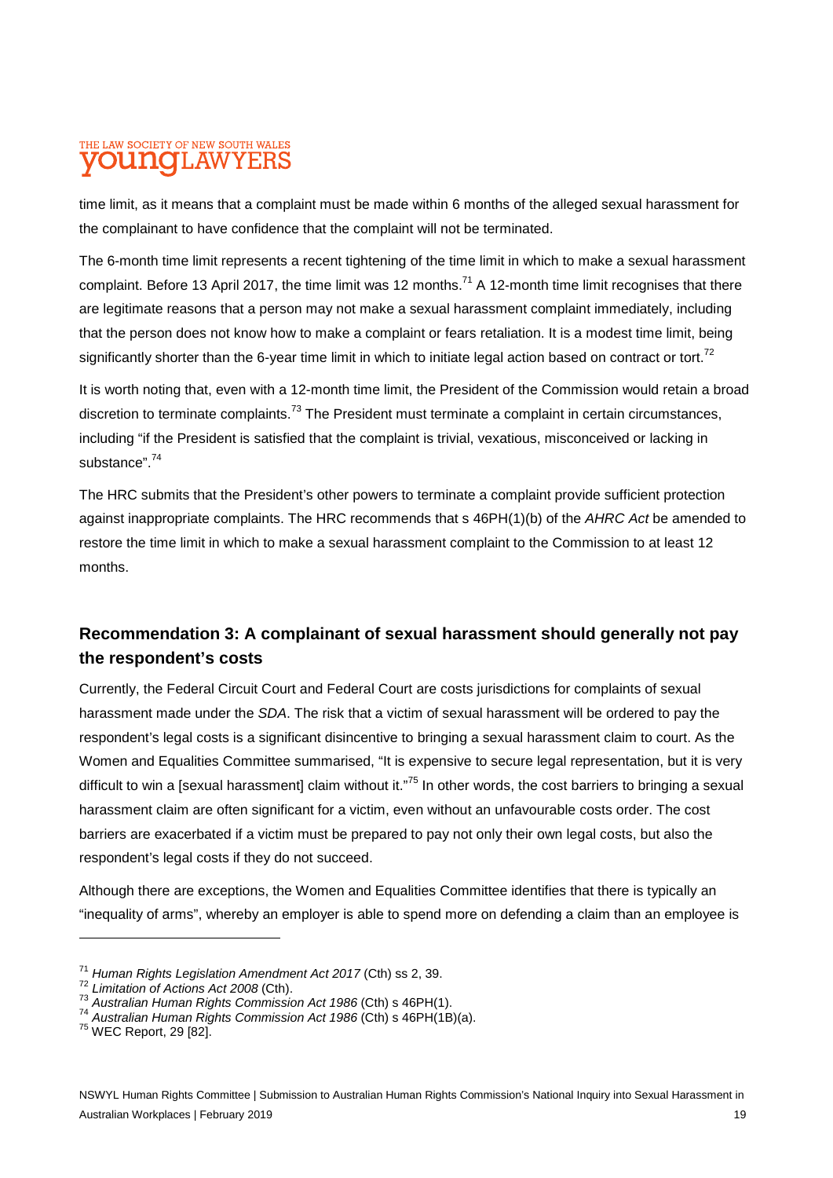time limit, as it means that a complaint must be made within 6 months of the alleged sexual harassment for the complainant to have confidence that the complaint will not be terminated.

The 6-month time limit represents a recent tightening of the time limit in which to make a sexual harassment complaint. Before 13 April 2017, the time limit was 12 months.[71] A 12-month time limit recognises that there are legitimate reasons that a person may not make a sexual harassment complaint immediately, including that the person does not know how to make a complaint or fears retaliation. It is a modest time limit, being significantly shorter than the 6-year time limit in which to initiate legal action based on contract or tort.[72]

It is worth noting that, even with a 12-month time limit, the President of the Commission would retain a broad discretion to terminate complaints.[73] The President must terminate a complaint in certain circumstances, including "if the President is satisfied that the complaint is trivial, vexatious, misconceived or lacking in substance".[74]

The HRC submits that the President's other powers to terminate a complaint provide sufficient protection against inappropriate complaints. The HRC recommends that s 46PH(1)(b) of the *AHRC Act* be amended to restore the time limit in which to make a sexual harassment complaint to the Commission to at least 12 months.

## Recommendation 3: A complainant of sexual harassment should generally not pay the respondent's costs

Currently, the Federal Circuit Court and Federal Court are costs jurisdictions for complaints of sexual harassment made under the *SDA*. The risk that a victim of sexual harassment will be ordered to pay the respondent's legal costs is a significant disincentive to bringing a sexual harassment claim to court. As the Women and Equalities Committee summarised, "It is expensive to secure legal representation, but it is very difficult to win a [sexual harassment] claim without it."[75] In other words, the cost barriers to bringing a sexual harassment claim are often significant for a victim, even without an unfavourable costs order. The cost barriers are exacerbated if a victim must be prepared to pay not only their own legal costs, but also the respondent's legal costs if they do not succeed.

Although there are exceptions, the Women and Equalities Committee identifies that there is typically an "inequality of arms", whereby an employer is able to spend more on defending a claim than an employee is

---

[71] *Human Rights Legislation Amendment Act 2017* (Cth) ss 2, 39.
[72] *Limitation of Actions Act 2008* (Cth).
[73] *Australian Human Rights Commission Act 1986* (Cth) s 46PH(1).
[74] *Australian Human Rights Commission Act 1986* (Cth) s 46PH(1B)(a).
[75] WEC Report, 29 [82].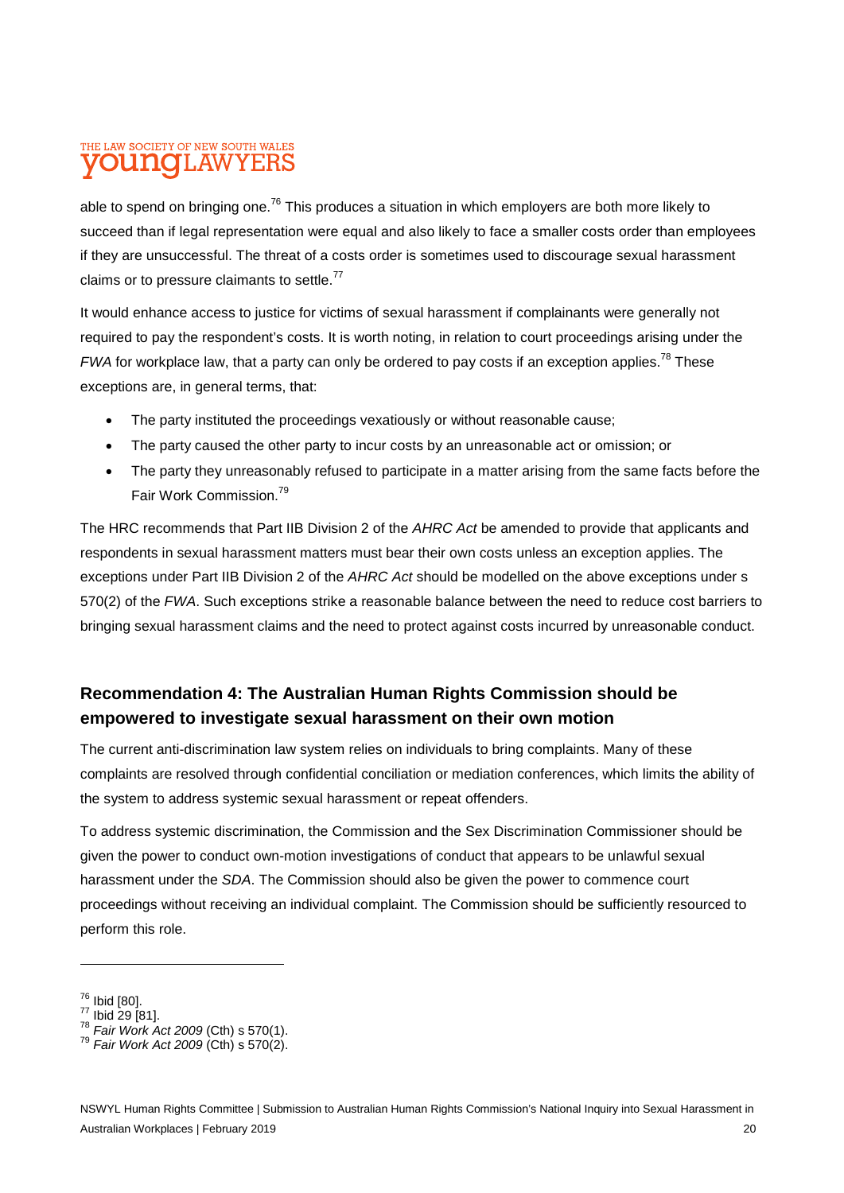able to spend on bringing one.[76] This produces a situation in which employers are both more likely to succeed than if legal representation were equal and also likely to face a smaller costs order than employees if they are unsuccessful. The threat of a costs order is sometimes used to discourage sexual harassment claims or to pressure claimants to settle.[77]

It would enhance access to justice for victims of sexual harassment if complainants were generally not required to pay the respondent's costs. It is worth noting, in relation to court proceedings arising under the *FWA* for workplace law, that a party can only be ordered to pay costs if an exception applies.[78] These exceptions are, in general terms, that:

- The party instituted the proceedings vexatiously or without reasonable cause;
- The party caused the other party to incur costs by an unreasonable act or omission; or
- The party they unreasonably refused to participate in a matter arising from the same facts before the Fair Work Commission.[79]

The HRC recommends that Part IIB Division 2 of the *AHRC Act* be amended to provide that applicants and respondents in sexual harassment matters must bear their own costs unless an exception applies. The exceptions under Part IIB Division 2 of the *AHRC Act* should be modelled on the above exceptions under s 570(2) of the *FWA*. Such exceptions strike a reasonable balance between the need to reduce cost barriers to bringing sexual harassment claims and the need to protect against costs incurred by unreasonable conduct.

## Recommendation 4: The Australian Human Rights Commission should be empowered to investigate sexual harassment on their own motion

The current anti-discrimination law system relies on individuals to bring complaints. Many of these complaints are resolved through confidential conciliation or mediation conferences, which limits the ability of the system to address systemic sexual harassment or repeat offenders.

To address systemic discrimination, the Commission and the Sex Discrimination Commissioner should be given the power to conduct own-motion investigations of conduct that appears to be unlawful sexual harassment under the *SDA*. The Commission should also be given the power to commence court proceedings without receiving an individual complaint. The Commission should be sufficiently resourced to perform this role.

---

[76] Ibid [80].
[77] Ibid 29 [81].
[78] *Fair Work Act 2009* (Cth) s 570(1).
[79] *Fair Work Act 2009* (Cth) s 570(2).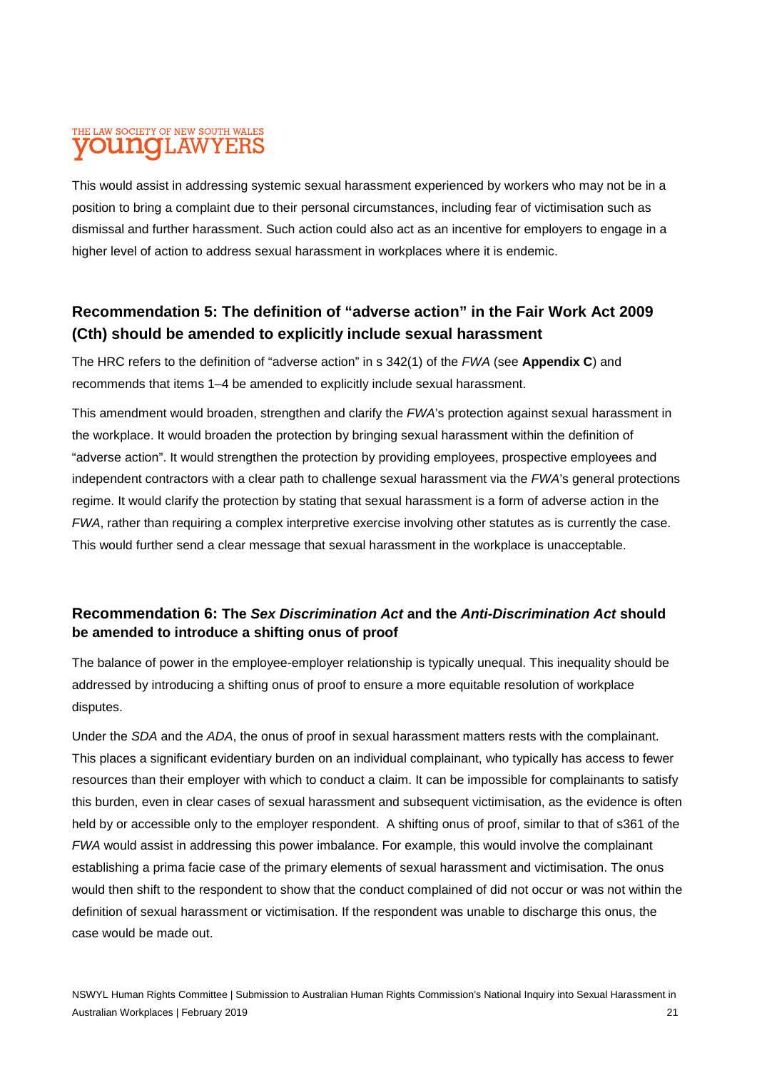This would assist in addressing systemic sexual harassment experienced by workers who may not be in a position to bring a complaint due to their personal circumstances, including fear of victimisation such as dismissal and further harassment. Such action could also act as an incentive for employers to engage in a higher level of action to address sexual harassment in workplaces where it is endemic.

## Recommendation 5: The definition of "adverse action" in the Fair Work Act 2009 (Cth) should be amended to explicitly include sexual harassment

The HRC refers to the definition of "adverse action" in s 342(1) of the *FWA* (see **Appendix C**) and recommends that items 1–4 be amended to explicitly include sexual harassment.

This amendment would broaden, strengthen and clarify the *FWA*'s protection against sexual harassment in the workplace. It would broaden the protection by bringing sexual harassment within the definition of "adverse action". It would strengthen the protection by providing employees, prospective employees and independent contractors with a clear path to challenge sexual harassment via the *FWA*'s general protections regime. It would clarify the protection by stating that sexual harassment is a form of adverse action in the *FWA*, rather than requiring a complex interpretive exercise involving other statutes as is currently the case. This would further send a clear message that sexual harassment in the workplace is unacceptable.

## Recommendation 6: The *Sex Discrimination Act* and the *Anti-Discrimination Act* should be amended to introduce a shifting onus of proof

The balance of power in the employee-employer relationship is typically unequal. This inequality should be addressed by introducing a shifting onus of proof to ensure a more equitable resolution of workplace disputes.

Under the *SDA* and the *ADA*, the onus of proof in sexual harassment matters rests with the complainant. This places a significant evidentiary burden on an individual complainant, who typically has access to fewer resources than their employer with which to conduct a claim. It can be impossible for complainants to satisfy this burden, even in clear cases of sexual harassment and subsequent victimisation, as the evidence is often held by or accessible only to the employer respondent. A shifting onus of proof, similar to that of s361 of the *FWA* would assist in addressing this power imbalance. For example, this would involve the complainant establishing a prima facie case of the primary elements of sexual harassment and victimisation. The onus would then shift to the respondent to show that the conduct complained of did not occur or was not within the definition of sexual harassment or victimisation. If the respondent was unable to discharge this onus, the case would be made out.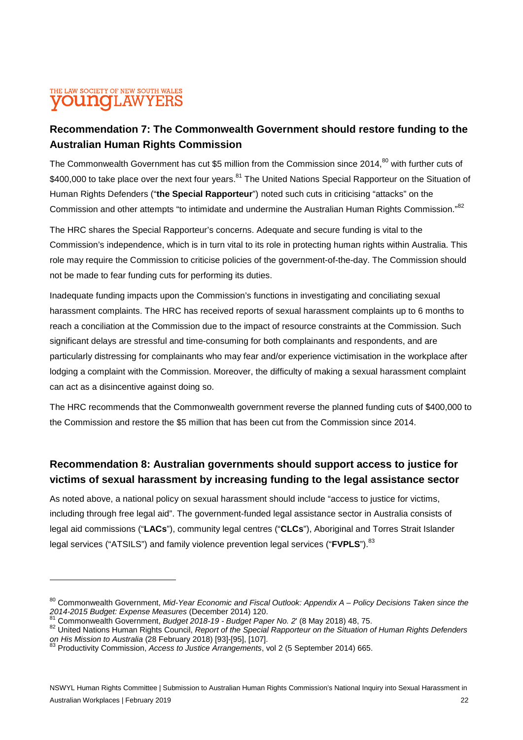## Recommendation 7: The Commonwealth Government should restore funding to the Australian Human Rights Commission

The Commonwealth Government has cut $5 million from the Commission since 2014,[80] with further cuts of $400,000 to take place over the next four years.[81] The United Nations Special Rapporteur on the Situation of Human Rights Defenders ("**the Special Rapporteur**") noted such cuts in criticising "attacks" on the Commission and other attempts "to intimidate and undermine the Australian Human Rights Commission."[82]

The HRC shares the Special Rapporteur's concerns. Adequate and secure funding is vital to the Commission's independence, which is in turn vital to its role in protecting human rights within Australia. This role may require the Commission to criticise policies of the government-of-the-day. The Commission should not be made to fear funding cuts for performing its duties.

Inadequate funding impacts upon the Commission's functions in investigating and conciliating sexual harassment complaints. The HRC has received reports of sexual harassment complaints up to 6 months to reach a conciliation at the Commission due to the impact of resource constraints at the Commission. Such significant delays are stressful and time-consuming for both complainants and respondents, and are particularly distressing for complainants who may fear and/or experience victimisation in the workplace after lodging a complaint with the Commission. Moreover, the difficulty of making a sexual harassment complaint can act as a disincentive against doing so.

The HRC recommends that the Commonwealth government reverse the planned funding cuts of $400,000 to the Commission and restore the $5 million that has been cut from the Commission since 2014.

## Recommendation 8: Australian governments should support access to justice for victims of sexual harassment by increasing funding to the legal assistance sector

As noted above, a national policy on sexual harassment should include "access to justice for victims, including through free legal aid". The government-funded legal assistance sector in Australia consists of legal aid commissions ("**LACs**"), community legal centres ("**CLCs**"), Aboriginal and Torres Strait Islander legal services ("ATSILS") and family violence prevention legal services ("**FVPLS**").[83]

---

[80] Commonwealth Government, *Mid-Year Economic and Fiscal Outlook: Appendix A – Policy Decisions Taken since the 2014-2015 Budget: Expense Measures* (December 2014) 120.

[81] Commonwealth Government, *Budget 2018-19 - Budget Paper No. 2*' (8 May 2018) 48, 75.

[82] United Nations Human Rights Council, *Report of the Special Rapporteur on the Situation of Human Rights Defenders on His Mission to Australia* (28 February 2018) [93]-[95], [107].

[83] Productivity Commission, *Access to Justice Arrangements*, vol 2 (5 September 2014) 665.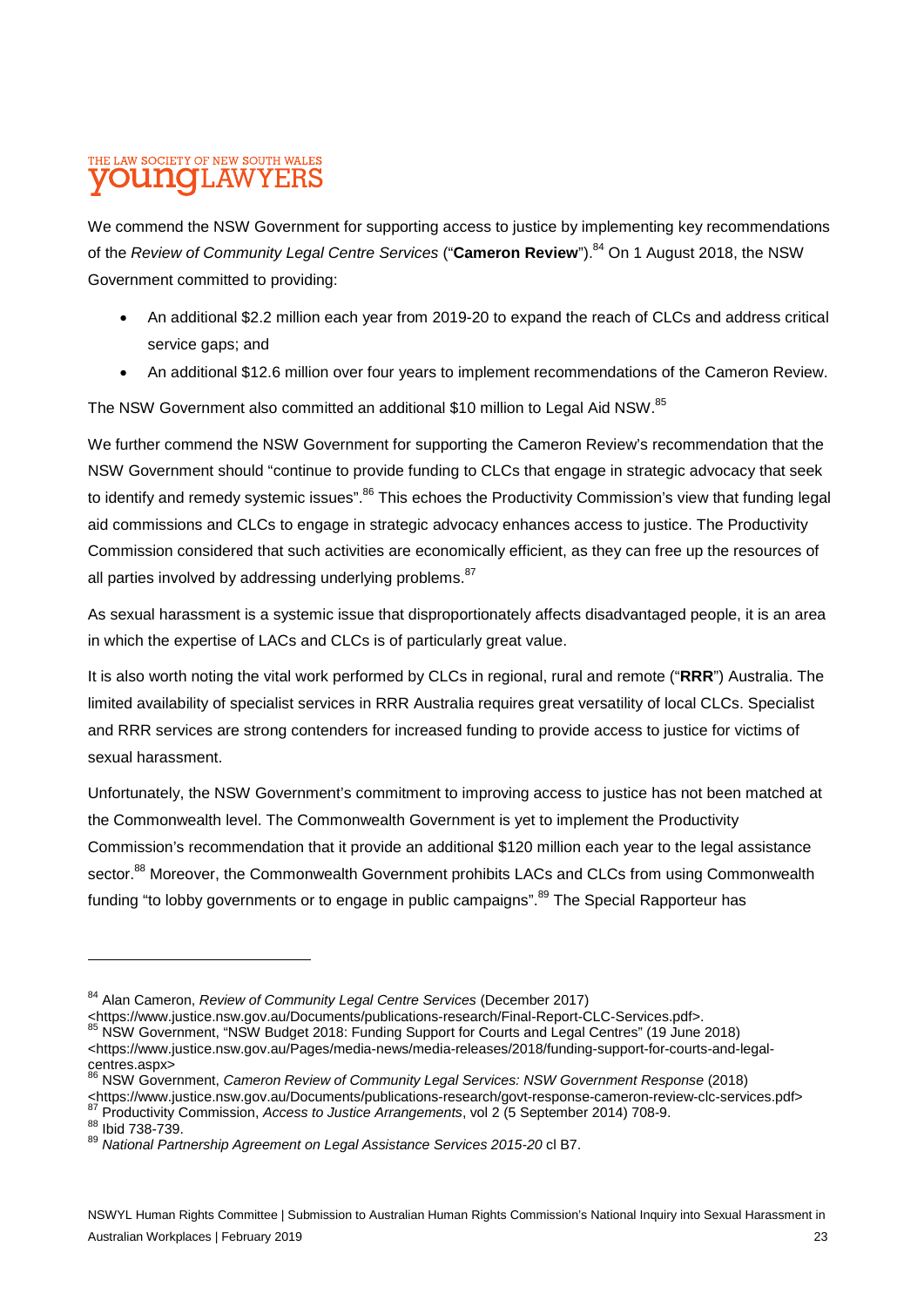We commend the NSW Government for supporting access to justice by implementing key recommendations of the *Review of Community Legal Centre Services* ("**Cameron Review**").[84] On 1 August 2018, the NSW Government committed to providing:

- An additional $2.2 million each year from 2019-20 to expand the reach of CLCs and address critical service gaps; and
- An additional $12.6 million over four years to implement recommendations of the Cameron Review.

The NSW Government also committed an additional $10 million to Legal Aid NSW.[85]

We further commend the NSW Government for supporting the Cameron Review's recommendation that the NSW Government should "continue to provide funding to CLCs that engage in strategic advocacy that seek to identify and remedy systemic issues".[86] This echoes the Productivity Commission's view that funding legal aid commissions and CLCs to engage in strategic advocacy enhances access to justice. The Productivity Commission considered that such activities are economically efficient, as they can free up the resources of all parties involved by addressing underlying problems.[87]

As sexual harassment is a systemic issue that disproportionately affects disadvantaged people, it is an area in which the expertise of LACs and CLCs is of particularly great value.

It is also worth noting the vital work performed by CLCs in regional, rural and remote ("**RRR**") Australia. The limited availability of specialist services in RRR Australia requires great versatility of local CLCs. Specialist and RRR services are strong contenders for increased funding to provide access to justice for victims of sexual harassment.

Unfortunately, the NSW Government's commitment to improving access to justice has not been matched at the Commonwealth level. The Commonwealth Government is yet to implement the Productivity Commission's recommendation that it provide an additional $120 million each year to the legal assistance sector.[88] Moreover, the Commonwealth Government prohibits LACs and CLCs from using Commonwealth funding "to lobby governments or to engage in public campaigns".[89] The Special Rapporteur has

---

[84] Alan Cameron, *Review of Community Legal Centre Services* (December 2017) <https://www.justice.nsw.gov.au/Documents/publications-research/Final-Report-CLC-Services.pdf>.

[85] NSW Government, "NSW Budget 2018: Funding Support for Courts and Legal Centres" (19 June 2018) <https://www.justice.nsw.gov.au/Pages/media-news/media-releases/2018/funding-support-for-courts-and-legal-centres.aspx>

[86] NSW Government, *Cameron Review of Community Legal Services: NSW Government Response* (2018) <https://www.justice.nsw.gov.au/Documents/publications-research/govt-response-cameron-review-clc-services.pdf>

[87] Productivity Commission, *Access to Justice Arrangements*, vol 2 (5 September 2014) 708-9.

[88] Ibid 738-739.

[89] *National Partnership Agreement on Legal Assistance Services 2015-20* cl B7.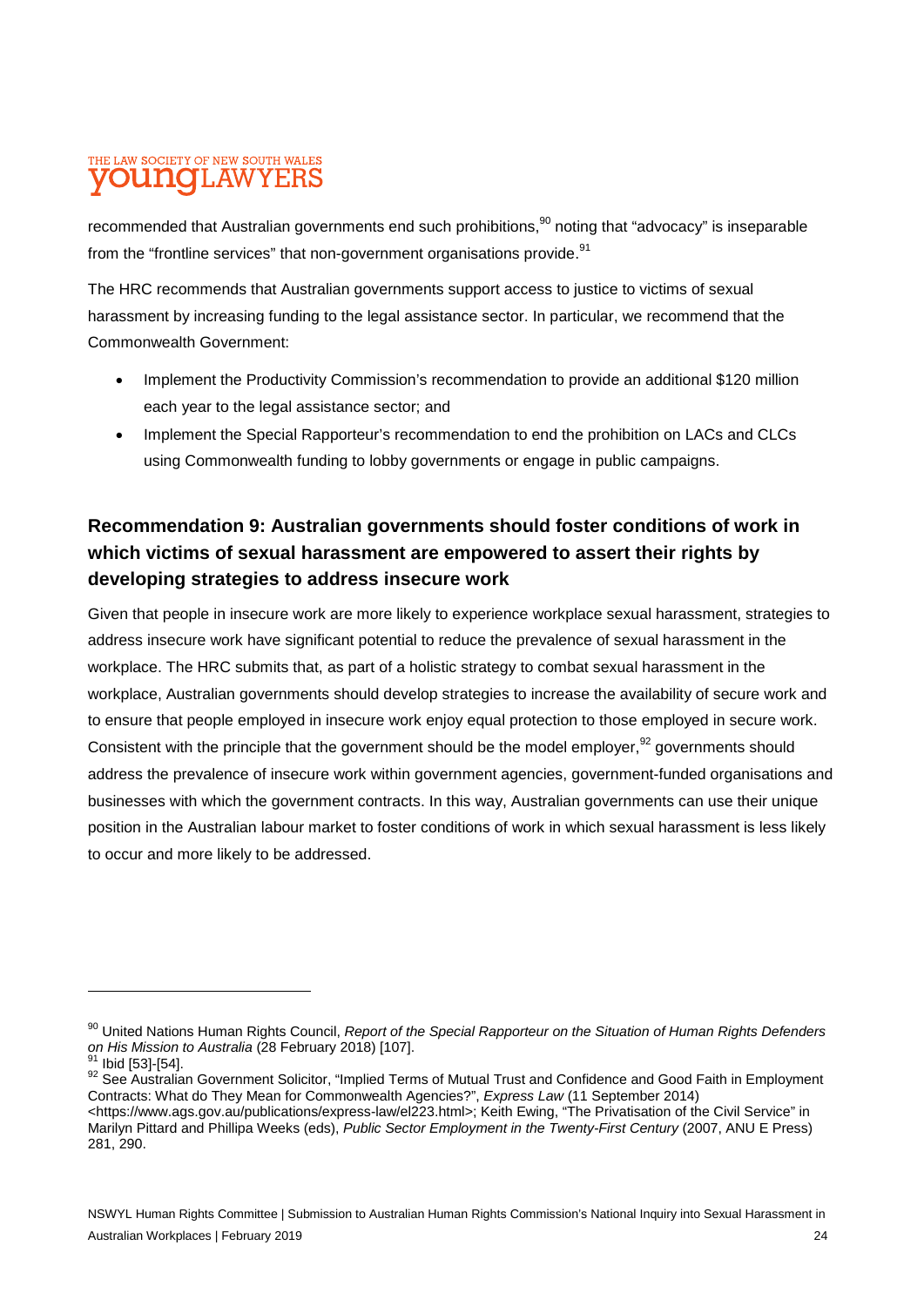recommended that Australian governments end such prohibitions,[90] noting that "advocacy" is inseparable from the "frontline services" that non-government organisations provide.[91]

The HRC recommends that Australian governments support access to justice to victims of sexual harassment by increasing funding to the legal assistance sector. In particular, we recommend that the Commonwealth Government:

- Implement the Productivity Commission's recommendation to provide an additional $120 million each year to the legal assistance sector; and
- Implement the Special Rapporteur's recommendation to end the prohibition on LACs and CLCs using Commonwealth funding to lobby governments or engage in public campaigns.

## Recommendation 9: Australian governments should foster conditions of work in which victims of sexual harassment are empowered to assert their rights by developing strategies to address insecure work

Given that people in insecure work are more likely to experience workplace sexual harassment, strategies to address insecure work have significant potential to reduce the prevalence of sexual harassment in the workplace. The HRC submits that, as part of a holistic strategy to combat sexual harassment in the workplace, Australian governments should develop strategies to increase the availability of secure work and to ensure that people employed in insecure work enjoy equal protection to those employed in secure work. Consistent with the principle that the government should be the model employer,[92] governments should address the prevalence of insecure work within government agencies, government-funded organisations and businesses with which the government contracts. In this way, Australian governments can use their unique position in the Australian labour market to foster conditions of work in which sexual harassment is less likely to occur and more likely to be addressed.

---

[90] United Nations Human Rights Council, *Report of the Special Rapporteur on the Situation of Human Rights Defenders on His Mission to Australia* (28 February 2018) [107].

[91] Ibid [53]-[54].

[92] See Australian Government Solicitor, "Implied Terms of Mutual Trust and Confidence and Good Faith in Employment Contracts: What do They Mean for Commonwealth Agencies?", *Express Law* (11 September 2014) <https://www.ags.gov.au/publications/express-law/el223.html>; Keith Ewing, "The Privatisation of the Civil Service" in Marilyn Pittard and Phillipa Weeks (eds), *Public Sector Employment in the Twenty-First Century* (2007, ANU E Press) 281, 290.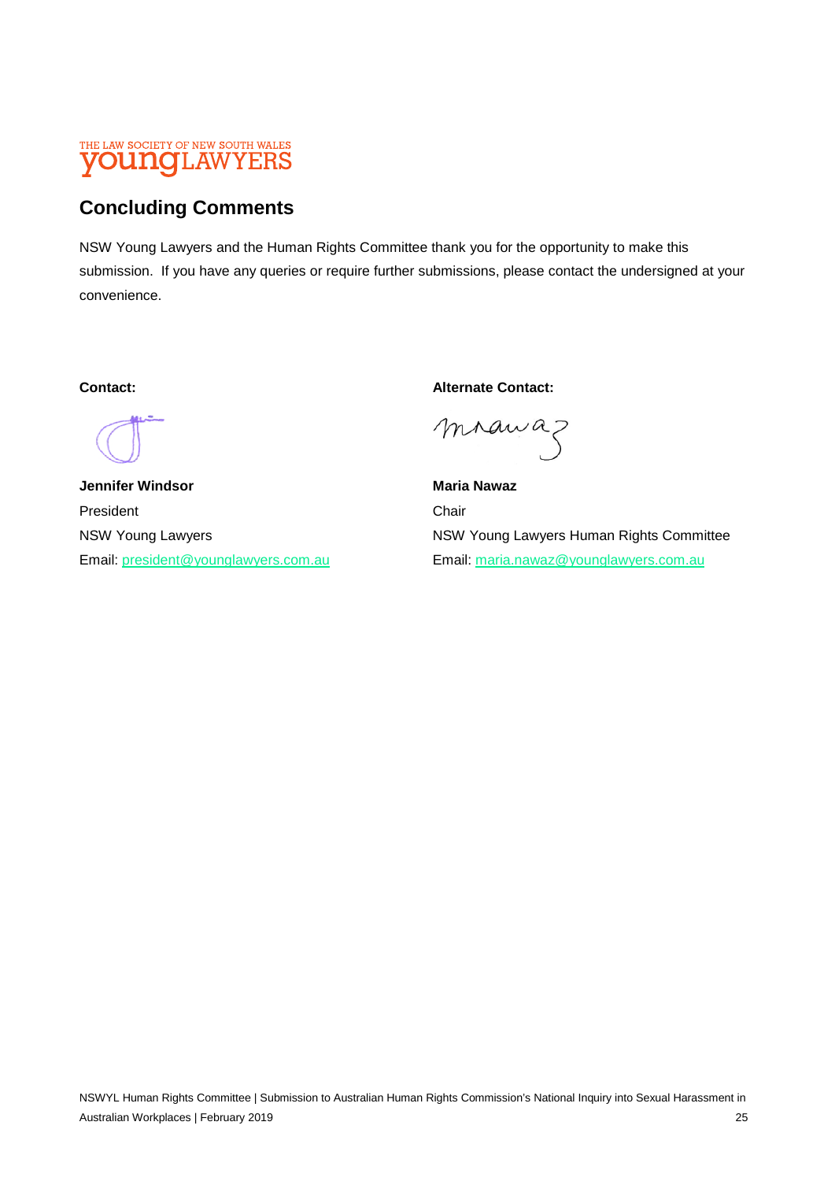## Concluding Comments

NSW Young Lawyers and the Human Rights Committee thank you for the opportunity to make this submission. If you have any queries or require further submissions, please contact the undersigned at your convenience.

**Contact:**

**Jennifer Windsor**
President
NSW Young Lawyers
Email: president@younglawyers.com.au

**Alternate Contact:**

**Maria Nawaz**
Chair
NSW Young Lawyers Human Rights Committee
Email: maria.nawaz@younglawyers.com.au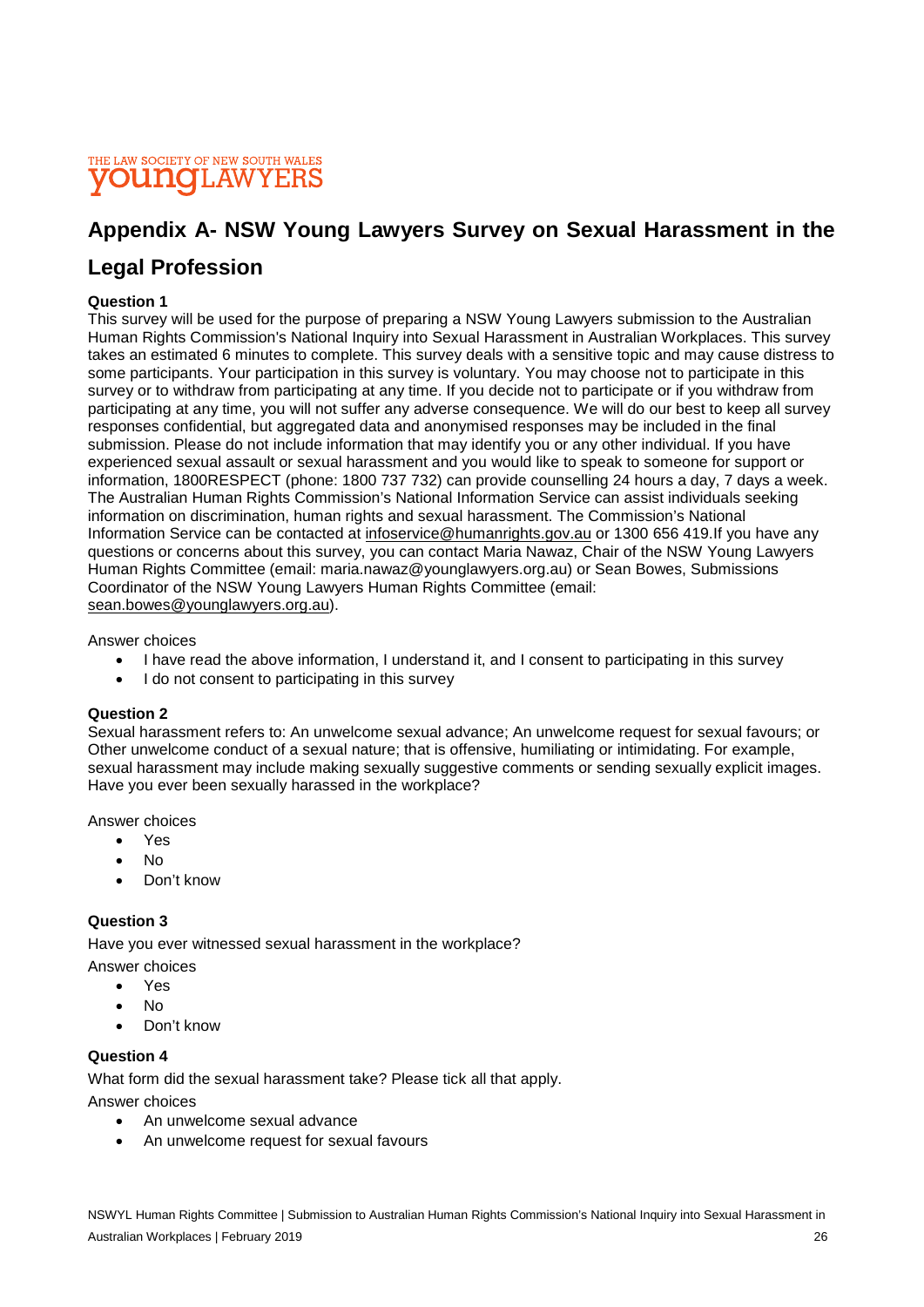THE LAW SOCIETY OF NEW SOUTH WALES
young LAWYERS

# Appendix A- NSW Young Lawyers Survey on Sexual Harassment in the Legal Profession

**Question 1**

This survey will be used for the purpose of preparing a NSW Young Lawyers submission to the Australian Human Rights Commission's National Inquiry into Sexual Harassment in Australian Workplaces. This survey takes an estimated 6 minutes to complete. This survey deals with a sensitive topic and may cause distress to some participants. Your participation in this survey is voluntary. You may choose not to participate in this survey or to withdraw from participating at any time. If you decide not to participate or if you withdraw from participating at any time, you will not suffer any adverse consequence. We will do our best to keep all survey responses confidential, but aggregated data and anonymised responses may be included in the final submission. Please do not include information that may identify you or any other individual. If you have experienced sexual assault or sexual harassment and you would like to speak to someone for support or information, 1800RESPECT (phone: 1800 737 732) can provide counselling 24 hours a day, 7 days a week. The Australian Human Rights Commission's National Information Service can assist individuals seeking information on discrimination, human rights and sexual harassment. The Commission's National Information Service can be contacted at infoservice@humanrights.gov.au or 1300 656 419.If you have any questions or concerns about this survey, you can contact Maria Nawaz, Chair of the NSW Young Lawyers Human Rights Committee (email: maria.nawaz@younglawyers.org.au) or Sean Bowes, Submissions Coordinator of the NSW Young Lawyers Human Rights Committee (email: sean.bowes@younglawyers.org.au).

Answer choices

- I have read the above information, I understand it, and I consent to participating in this survey
- I do not consent to participating in this survey

**Question 2**

Sexual harassment refers to: An unwelcome sexual advance; An unwelcome request for sexual favours; or Other unwelcome conduct of a sexual nature; that is offensive, humiliating or intimidating. For example, sexual harassment may include making sexually suggestive comments or sending sexually explicit images. Have you ever been sexually harassed in the workplace?

Answer choices

- Yes
- No
- Don't know

**Question 3**

Have you ever witnessed sexual harassment in the workplace?

Answer choices

- Yes
- No
- Don't know

**Question 4**

What form did the sexual harassment take? Please tick all that apply.

Answer choices

- An unwelcome sexual advance
- An unwelcome request for sexual favours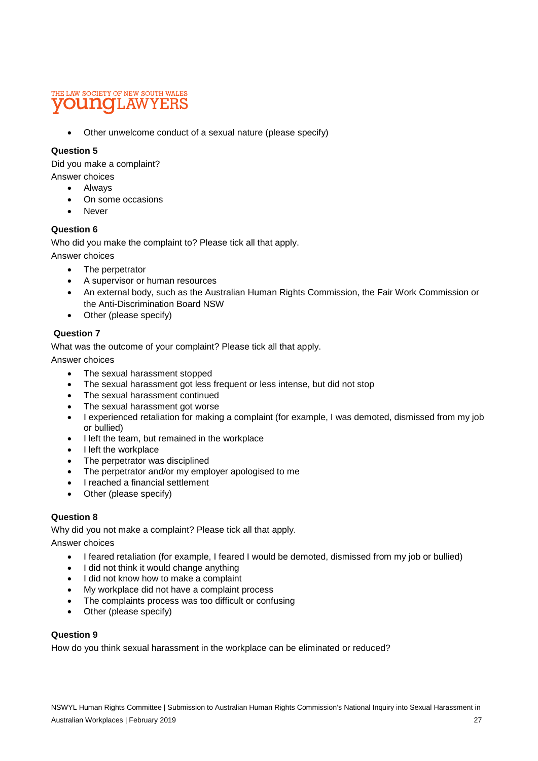- Other unwelcome conduct of a sexual nature (please specify)

**Question 5**

Did you make a complaint?

Answer choices

- Always
- On some occasions
- Never

**Question 6**

Who did you make the complaint to? Please tick all that apply.

Answer choices

- The perpetrator
- A supervisor or human resources
- An external body, such as the Australian Human Rights Commission, the Fair Work Commission or the Anti-Discrimination Board NSW
- Other (please specify)

**Question 7**

What was the outcome of your complaint? Please tick all that apply.

Answer choices

- The sexual harassment stopped
- The sexual harassment got less frequent or less intense, but did not stop
- The sexual harassment continued
- The sexual harassment got worse
- I experienced retaliation for making a complaint (for example, I was demoted, dismissed from my job or bullied)
- I left the team, but remained in the workplace
- I left the workplace
- The perpetrator was disciplined
- The perpetrator and/or my employer apologised to me
- I reached a financial settlement
- Other (please specify)

**Question 8**

Why did you not make a complaint? Please tick all that apply.

Answer choices

- I feared retaliation (for example, I feared I would be demoted, dismissed from my job or bullied)
- I did not think it would change anything
- I did not know how to make a complaint
- My workplace did not have a complaint process
- The complaints process was too difficult or confusing
- Other (please specify)

**Question 9**

How do you think sexual harassment in the workplace can be eliminated or reduced?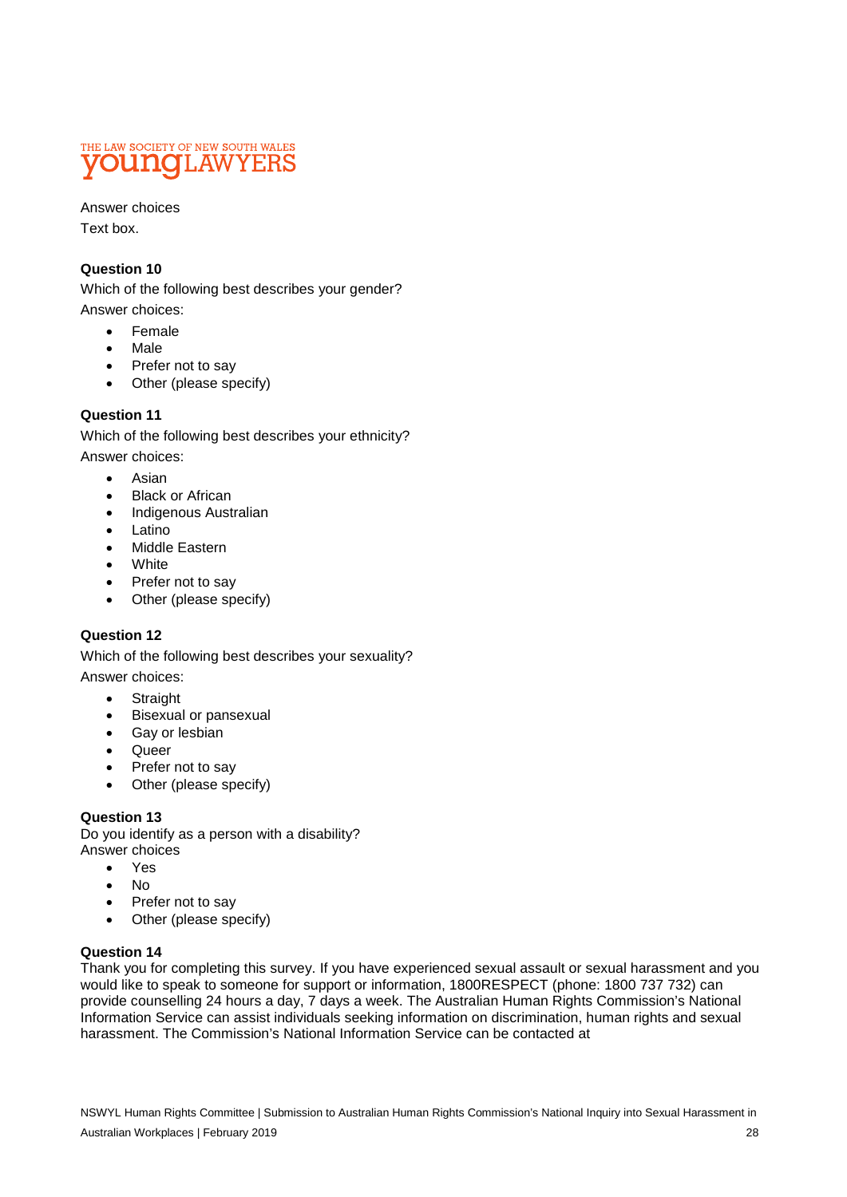Answer choices
Text box.

**Question 10**
Which of the following best describes your gender?
Answer choices:

- Female
- Male
- Prefer not to say
- Other (please specify)

**Question 11**
Which of the following best describes your ethnicity?
Answer choices:

- Asian
- Black or African
- Indigenous Australian
- Latino
- Middle Eastern
- White
- Prefer not to say
- Other (please specify)

**Question 12**
Which of the following best describes your sexuality?
Answer choices:

- Straight
- Bisexual or pansexual
- Gay or lesbian
- Queer
- Prefer not to say
- Other (please specify)

**Question 13**
Do you identify as a person with a disability?
Answer choices

- Yes
- No
- Prefer not to say
- Other (please specify)

**Question 14**
Thank you for completing this survey. If you have experienced sexual assault or sexual harassment and you would like to speak to someone for support or information, 1800RESPECT (phone: 1800 737 732) can provide counselling 24 hours a day, 7 days a week. The Australian Human Rights Commission's National Information Service can assist individuals seeking information on discrimination, human rights and sexual harassment. The Commission's National Information Service can be contacted at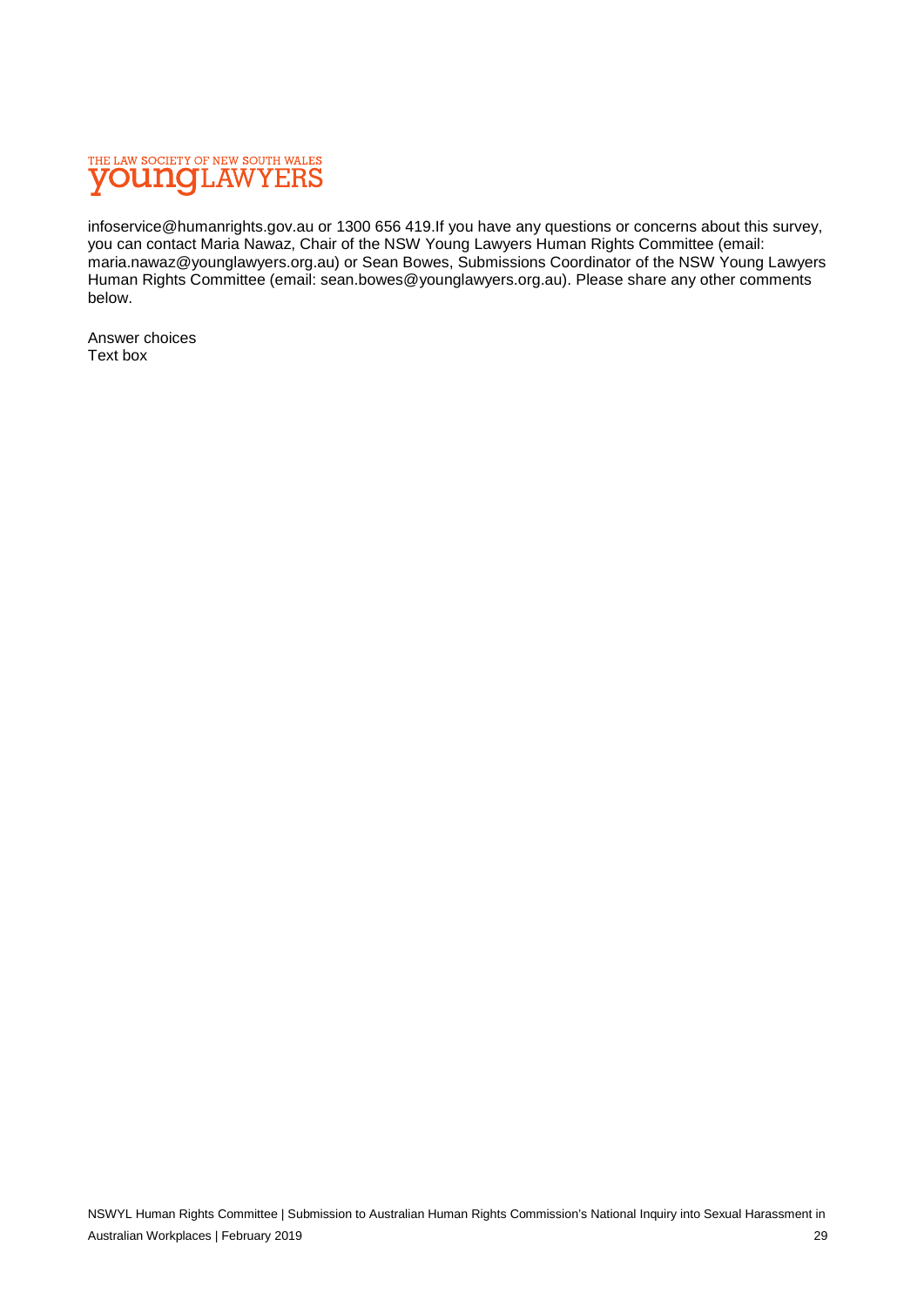infoservice@humanrights.gov.au or 1300 656 419.If you have any questions or concerns about this survey, you can contact Maria Nawaz, Chair of the NSW Young Lawyers Human Rights Committee (email: maria.nawaz@younglawyers.org.au) or Sean Bowes, Submissions Coordinator of the NSW Young Lawyers Human Rights Committee (email: sean.bowes@younglawyers.org.au). Please share any other comments below.

Answer choices
Text box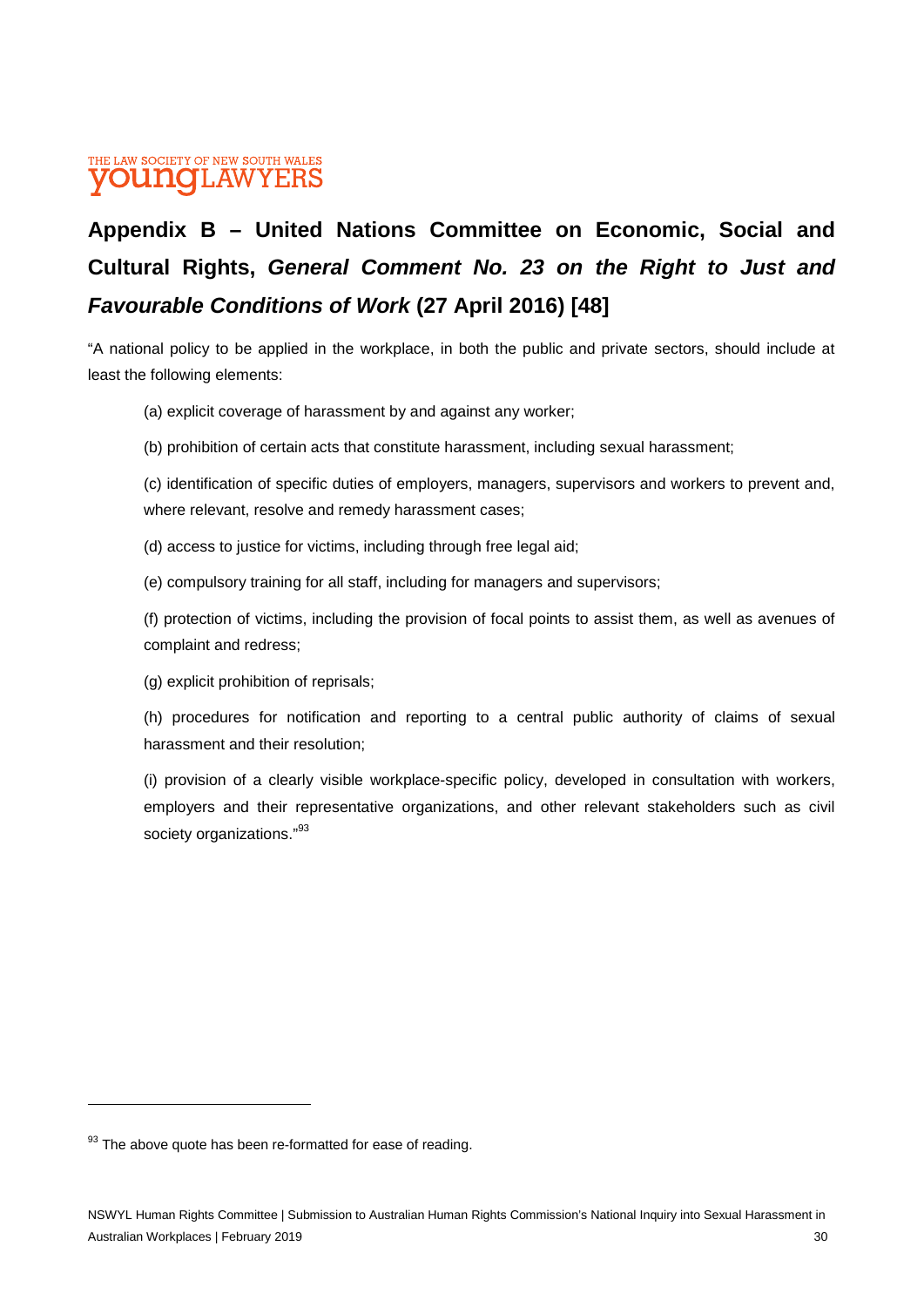# Appendix B – United Nations Committee on Economic, Social and Cultural Rights, *General Comment No. 23 on the Right to Just and Favourable Conditions of Work* (27 April 2016) [48]

"A national policy to be applied in the workplace, in both the public and private sectors, should include at least the following elements:

(a) explicit coverage of harassment by and against any worker;

(b) prohibition of certain acts that constitute harassment, including sexual harassment;

(c) identification of specific duties of employers, managers, supervisors and workers to prevent and, where relevant, resolve and remedy harassment cases;

(d) access to justice for victims, including through free legal aid;

(e) compulsory training for all staff, including for managers and supervisors;

(f) protection of victims, including the provision of focal points to assist them, as well as avenues of complaint and redress;

(g) explicit prohibition of reprisals;

(h) procedures for notification and reporting to a central public authority of claims of sexual harassment and their resolution;

(i) provision of a clearly visible workplace-specific policy, developed in consultation with workers, employers and their representative organizations, and other relevant stakeholders such as civil society organizations."[93]

---

[93] The above quote has been re-formatted for ease of reading.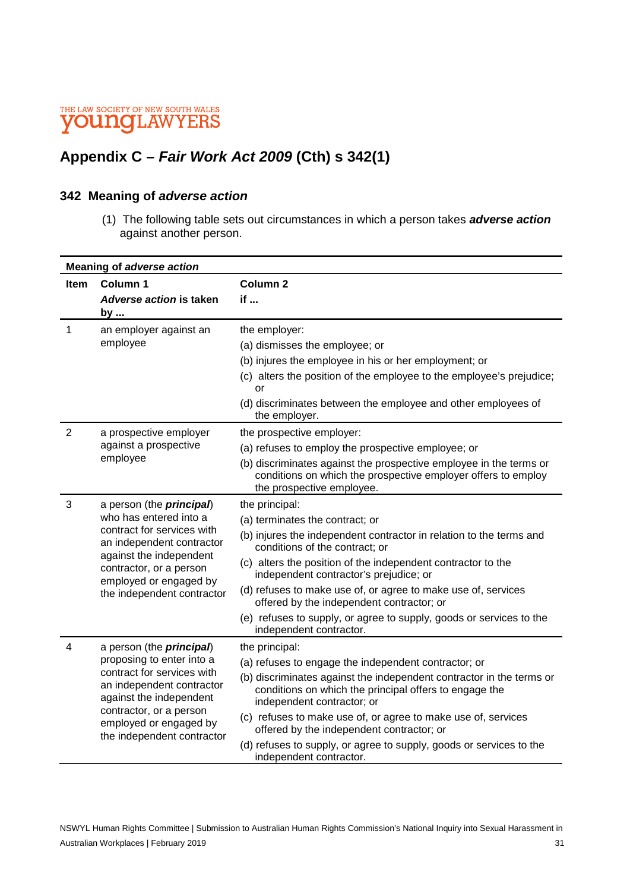## Appendix C – *Fair Work Act 2009* (Cth) s 342(1)

### 342 Meaning of *adverse action*

(1) The following table sets out circumstances in which a person takes ***adverse action*** against another person.

**Meaning of *adverse action***

| Item | Column 1<br>***Adverse action* is taken by ...** | Column 2<br>**if ...** |
|---|---|---|
| 1 | an employer against an employee | the employer:<br>(a) dismisses the employee; or<br>(b) injures the employee in his or her employment; or<br>(c) alters the position of the employee to the employee's prejudice; or<br>(d) discriminates between the employee and other employees of the employer. |
| 2 | a prospective employer against a prospective employee | the prospective employer:<br>(a) refuses to employ the prospective employee; or<br>(b) discriminates against the prospective employee in the terms or conditions on which the prospective employer offers to employ the prospective employee. |
| 3 | a person (the ***principal***) who has entered into a contract for services with an independent contractor against the independent contractor, or a person employed or engaged by the independent contractor | the principal:<br>(a) terminates the contract; or<br>(b) injures the independent contractor in relation to the terms and conditions of the contract; or<br>(c) alters the position of the independent contractor to the independent contractor's prejudice; or<br>(d) refuses to make use of, or agree to make use of, services offered by the independent contractor; or<br>(e) refuses to supply, or agree to supply, goods or services to the independent contractor. |
| 4 | a person (the ***principal***) proposing to enter into a contract for services with an independent contractor against the independent contractor, or a person employed or engaged by the independent contractor | the principal:<br>(a) refuses to engage the independent contractor; or<br>(b) discriminates against the independent contractor in the terms or conditions on which the principal offers to engage the independent contractor; or<br>(c) refuses to make use of, or agree to make use of, services offered by the independent contractor; or<br>(d) refuses to supply, or agree to supply, goods or services to the independent contractor. |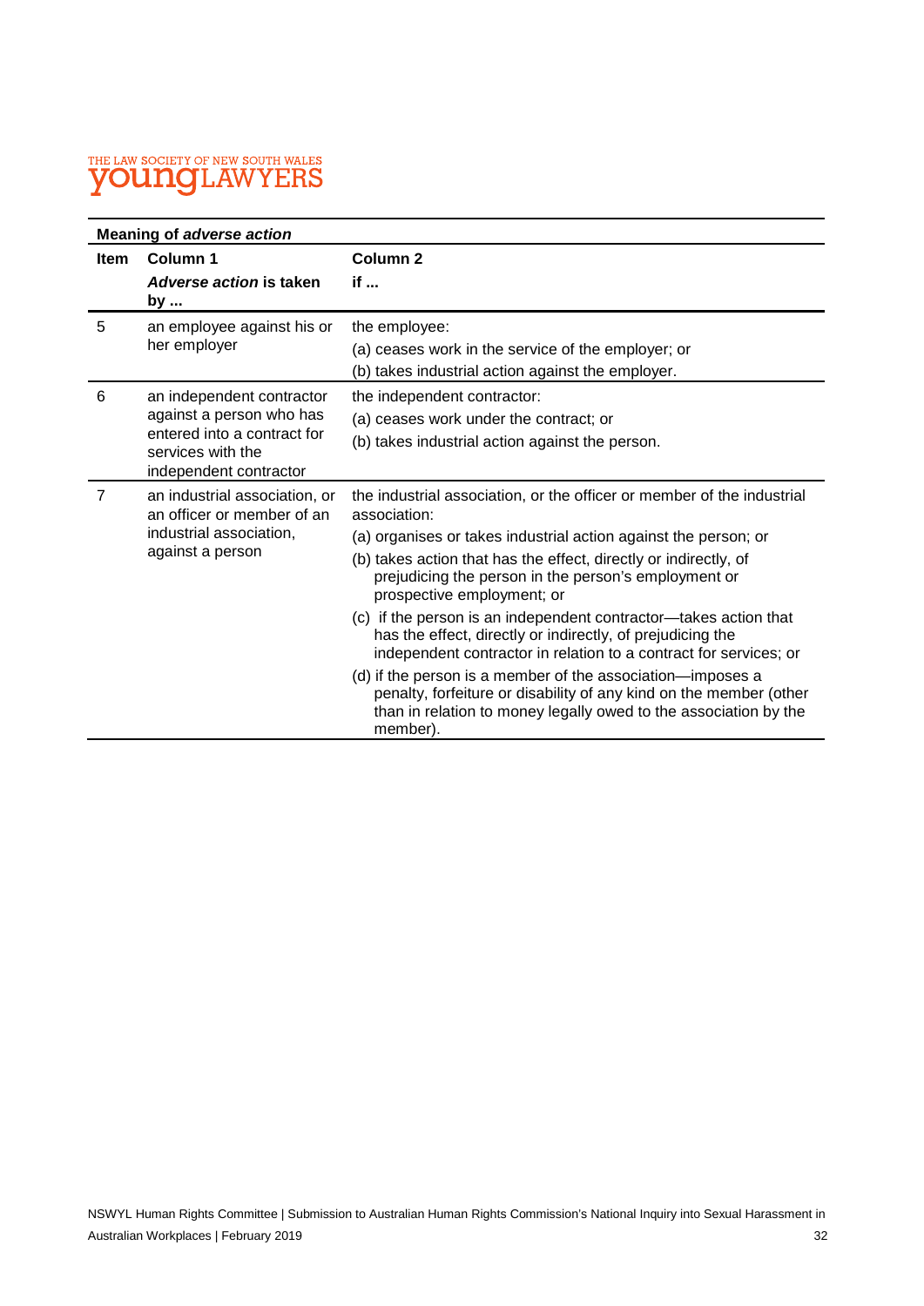**Meaning of *adverse action***

| Item | Column 1<br>***Adverse action* is taken by ...** | Column 2<br>**if ...** |
|---|---|---|
| 5 | an employee against his or her employer | the employee:<br>(a) ceases work in the service of the employer; or<br>(b) takes industrial action against the employer. |
| 6 | an independent contractor against a person who has entered into a contract for services with the independent contractor | the independent contractor:<br>(a) ceases work under the contract; or<br>(b) takes industrial action against the person. |
| 7 | an industrial association, or an officer or member of an industrial association, against a person | the industrial association, or the officer or member of the industrial association:<br>(a) organises or takes industrial action against the person; or<br>(b) takes action that has the effect, directly or indirectly, of prejudicing the person in the person's employment or prospective employment; or<br>(c) if the person is an independent contractor—takes action that has the effect, directly or indirectly, of prejudicing the independent contractor in relation to a contract for services; or<br>(d) if the person is a member of the association—imposes a penalty, forfeiture or disability of any kind on the member (other than in relation to money legally owed to the association by the member). |